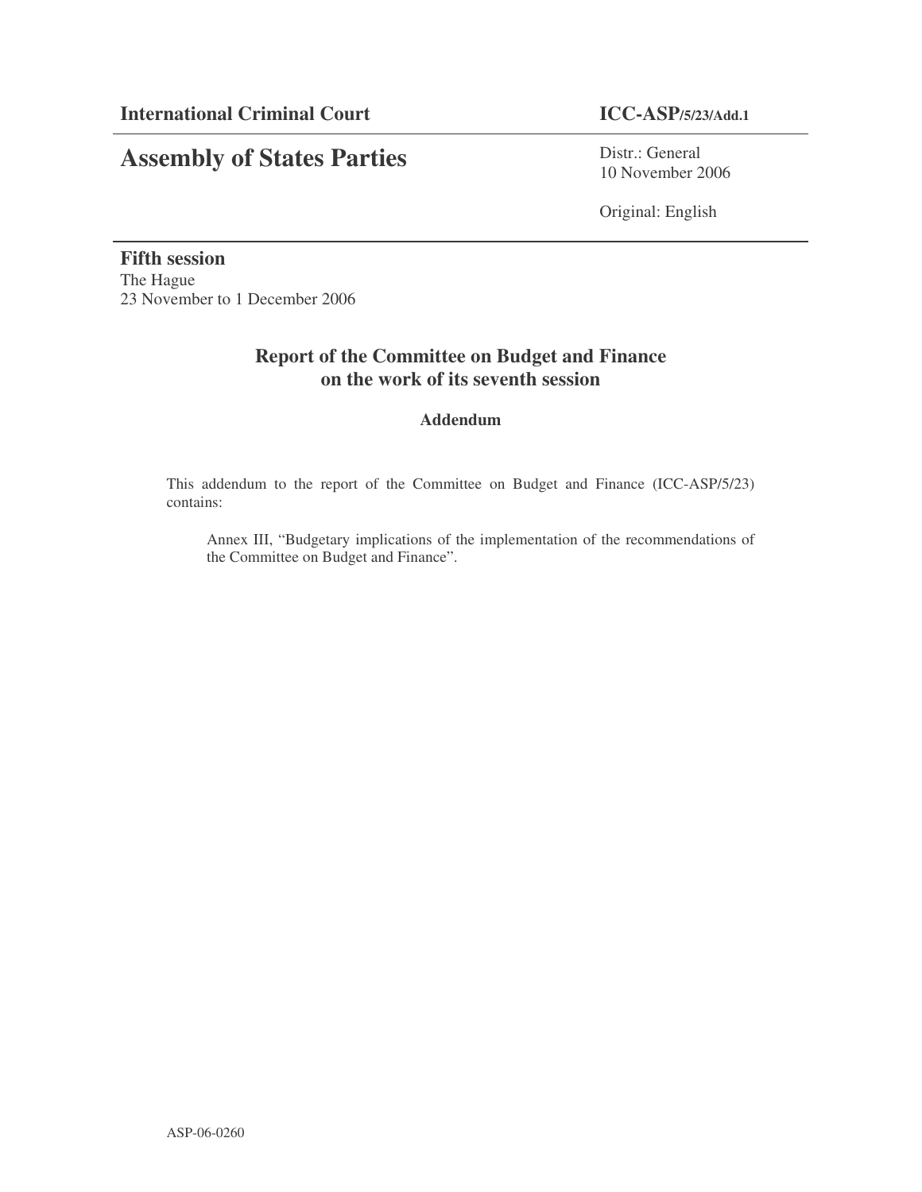**International Criminal Court** **ICC-ASP/5/23/Add.1**

# Assembly of States Parties

Distr.: General
10 November 2006

Original: English

**Fifth session**
The Hague
23 November to 1 December 2006

## Report of the Committee on Budget and Finance on the work of its seventh session

### Addendum

This addendum to the report of the Committee on Budget and Finance (ICC-ASP/5/23) contains:

Annex III, "Budgetary implications of the implementation of the recommendations of the Committee on Budget and Finance".

ASP-06-0260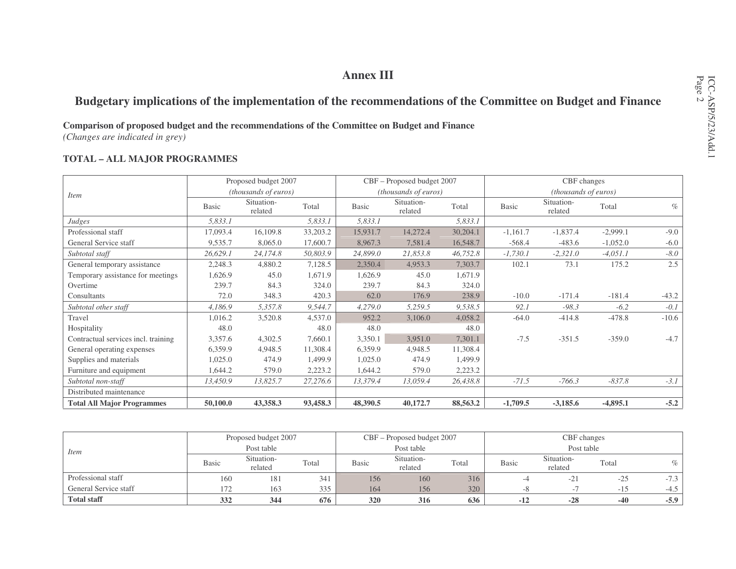# Annex III

## Budgetary implications of the implementation of the recommendations of the Committee on Budget and Finance

**Comparison of proposed budget and the recommendations of the Committee on Budget and Finance**
*(Changes are indicated in grey)*

**TOTAL – ALL MAJOR PROGRAMMES**

| *Item* | Proposed budget 2007 *(thousands of euros)* | | | CBF – Proposed budget 2007 *(thousands of euros)* | | | CBF changes *(thousands of euros)* | | | |
|---|---|---|---|---|---|---|---|---|---|---|
| | Basic | Situation-related | Total | Basic | Situation-related | Total | Basic | Situation-related | Total | % |
| *Judges* | *5,833.1* | | *5,833.1* | *5,833.1* | | *5,833.1* | | | | |
| Professional staff | 17,093.4 | 16,109.8 | 33,203.2 | 15,931.7 | 14,272.4 | 30,204.1 | -1,161.7 | -1,837.4 | -2,999.1 | -9.0 |
| General Service staff | 9,535.7 | 8,065.0 | 17,600.7 | 8,967.3 | 7,581.4 | 16,548.7 | -568.4 | -483.6 | -1,052.0 | -6.0 |
| *Subtotal staff* | *26,629.1* | *24,174.8* | *50,803.9* | *24,899.0* | *21,853.8* | *46,752.8* | *-1,730.1* | *-2,321.0* | *-4,051.1* | *-8.0* |
| General temporary assistance | 2,248.3 | 4,880.2 | 7,128.5 | 2,350.4 | 4,953.3 | 7,303.7 | 102.1 | 73.1 | 175.2 | 2.5 |
| Temporary assistance for meetings | 1,626.9 | 45.0 | 1,671.9 | 1,626.9 | 45.0 | 1,671.9 | | | | |
| Overtime | 239.7 | 84.3 | 324.0 | 239.7 | 84.3 | 324.0 | | | | |
| Consultants | 72.0 | 348.3 | 420.3 | 62.0 | 176.9 | 238.9 | -10.0 | -171.4 | -181.4 | -43.2 |
| *Subtotal other staff* | *4,186.9* | *5,357.8* | *9,544.7* | *4,279.0* | *5,259.5* | *9,538.5* | *92.1* | *-98.3* | *-6.2* | *-0.1* |
| Travel | 1,016.2 | 3,520.8 | 4,537.0 | 952.2 | 3,106.0 | 4,058.2 | -64.0 | -414.8 | -478.8 | -10.6 |
| Hospitality | 48.0 | | 48.0 | 48.0 | | 48.0 | | | | |
| Contractual services incl. training | 3,357.6 | 4,302.5 | 7,660.1 | 3,350.1 | 3,951.0 | 7,301.1 | -7.5 | -351.5 | -359.0 | -4.7 |
| General operating expenses | 6,359.9 | 4,948.5 | 11,308.4 | 6,359.9 | 4,948.5 | 11,308.4 | | | | |
| Supplies and materials | 1,025.0 | 474.9 | 1,499.9 | 1,025.0 | 474.9 | 1,499.9 | | | | |
| Furniture and equipment | 1,644.2 | 579.0 | 2,223.2 | 1,644.2 | 579.0 | 2,223.2 | | | | |
| *Subtotal non-staff* | *13,450.9* | *13,825.7* | *27,276.6* | *13,379.4* | *13,059.4* | *26,438.8* | *-71.5* | *-766.3* | *-837.8* | *-3.1* |
| Distributed maintenance | | | | | | | | | | |
| **Total All Major Programmes** | **50,100.0** | **43,358.3** | **93,458.3** | **48,390.5** | **40,172.7** | **88,563.2** | **-1,709.5** | **-3,185.6** | **-4,895.1** | **-5.2** |

| *Item* | Proposed budget 2007 Post table | | | CBF – Proposed budget 2007 Post table | | | CBF changes Post table | | | |
|---|---|---|---|---|---|---|---|---|---|---|
| | Basic | Situation-related | Total | Basic | Situation-related | Total | Basic | Situation-related | Total | % |
| Professional staff | 160 | 181 | 341 | 156 | 160 | 316 | -4 | -21 | -25 | -7.3 |
| General Service staff | 172 | 163 | 335 | 164 | 156 | 320 | -8 | -7 | -15 | -4.5 |
| **Total staff** | **332** | **344** | **676** | **320** | **316** | **636** | **-12** | **-28** | **-40** | **-5.9** |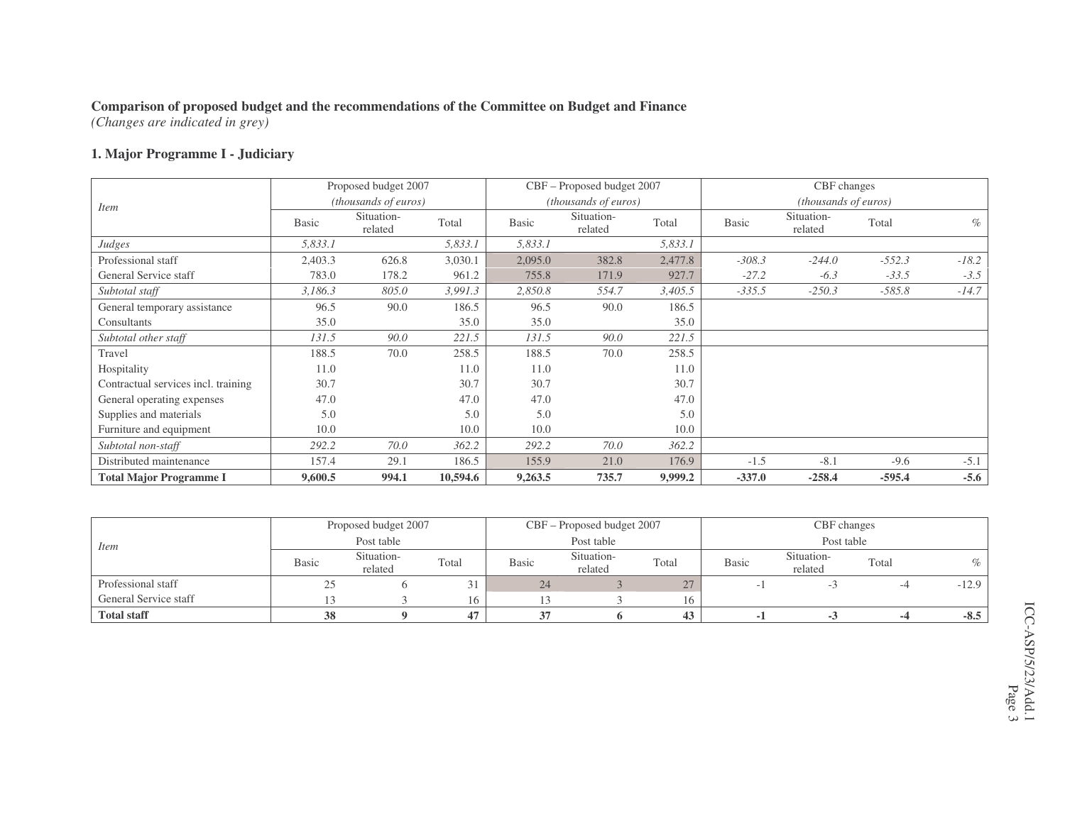**Comparison of proposed budget and the recommendations of the Committee on Budget and Finance**
*(Changes are indicated in grey)*

## 1. Major Programme I - Judiciary

| *Item* | Proposed budget 2007 *(thousands of euros)* | | | CBF – Proposed budget 2007 *(thousands of euros)* | | | CBF changes *(thousands of euros)* | | | |
|---|---|---|---|---|---|---|---|---|---|---|
| | Basic | Situation-related | Total | Basic | Situation-related | Total | Basic | Situation-related | Total | % |
| *Judges* | *5,833.1* | | *5,833.1* | *5,833.1* | | *5,833.1* | | | | |
| Professional staff | 2,403.3 | 626.8 | 3,030.1 | 2,095.0 | 382.8 | 2,477.8 | *-308.3* | *-244.0* | *-552.3* | *-18.2* |
| General Service staff | 783.0 | 178.2 | 961.2 | 755.8 | 171.9 | 927.7 | *-27.2* | *-6.3* | *-33.5* | *-3.5* |
| *Subtotal staff* | *3,186.3* | *805.0* | *3,991.3* | *2,850.8* | *554.7* | *3,405.5* | *-335.5* | *-250.3* | *-585.8* | *-14.7* |
| General temporary assistance | 96.5 | 90.0 | 186.5 | 96.5 | 90.0 | 186.5 | | | | |
| Consultants | 35.0 | | 35.0 | 35.0 | | 35.0 | | | | |
| *Subtotal other staff* | *131.5* | *90.0* | *221.5* | *131.5* | *90.0* | *221.5* | | | | |
| Travel | 188.5 | 70.0 | 258.5 | 188.5 | 70.0 | 258.5 | | | | |
| Hospitality | 11.0 | | 11.0 | 11.0 | | 11.0 | | | | |
| Contractual services incl. training | 30.7 | | 30.7 | 30.7 | | 30.7 | | | | |
| General operating expenses | 47.0 | | 47.0 | 47.0 | | 47.0 | | | | |
| Supplies and materials | 5.0 | | 5.0 | 5.0 | | 5.0 | | | | |
| Furniture and equipment | 10.0 | | 10.0 | 10.0 | | 10.0 | | | | |
| *Subtotal non-staff* | *292.2* | *70.0* | *362.2* | *292.2* | *70.0* | *362.2* | | | | |
| Distributed maintenance | 157.4 | 29.1 | 186.5 | 155.9 | 21.0 | 176.9 | -1.5 | -8.1 | -9.6 | -5.1 |
| **Total Major Programme I** | **9,600.5** | **994.1** | **10,594.6** | **9,263.5** | **735.7** | **9,999.2** | **-337.0** | **-258.4** | **-595.4** | **-5.6** |

| *Item* | Proposed budget 2007 Post table | | | CBF – Proposed budget 2007 Post table | | | CBF changes Post table | | | |
|---|---|---|---|---|---|---|---|---|---|---|
| | Basic | Situation-related | Total | Basic | Situation-related | Total | Basic | Situation-related | Total | % |
| Professional staff | 25 | 6 | 31 | 24 | 3 | 27 | -1 | -3 | -4 | -12.9 |
| General Service staff | 13 | 3 | 16 | 13 | 3 | 16 | | | | |
| **Total staff** | **38** | **9** | **47** | **37** | **6** | **43** | **-1** | **-3** | **-4** | **-8.5** |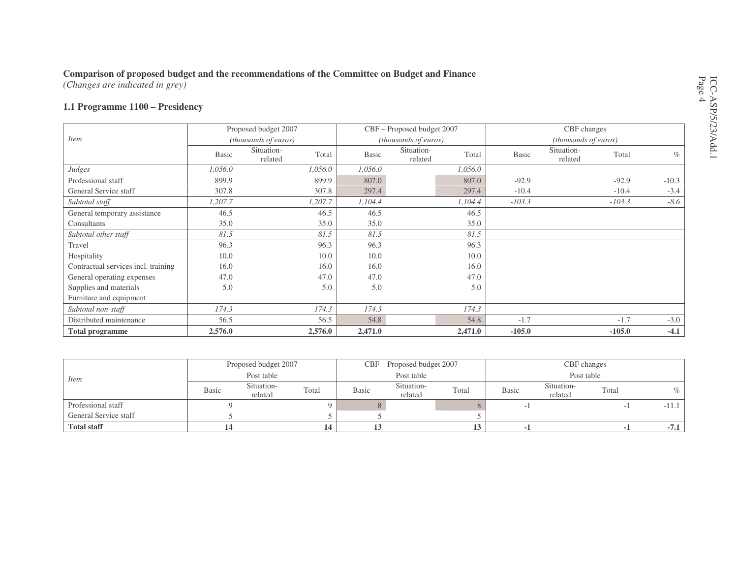**Comparison of proposed budget and the recommendations of the Committee on Budget and Finance**
*(Changes are indicated in grey)*

### 1.1 Programme 1100 – Presidency

| Item | Proposed budget 2007 (thousands of euros) | | | CBF – Proposed budget 2007 (thousands of euros) | | | CBF changes (thousands of euros) | | | |
|---|---|---|---|---|---|---|---|---|---|---|
| | Basic | Situation-related | Total | Basic | Situation-related | Total | Basic | Situation-related | Total | % |
| *Judges* | *1,056.0* | | *1,056.0* | *1,056.0* | | *1,056.0* | | | | |
| Professional staff | 899.9 | | 899.9 | 807.0 | | 807.0 | -92.9 | | -92.9 | -10.3 |
| General Service staff | 307.8 | | 307.8 | 297.4 | | 297.4 | -10.4 | | -10.4 | -3.4 |
| *Subtotal staff* | *1,207.7* | | *1,207.7* | *1,104.4* | | *1,104.4* | *-103.3* | | *-103.3* | *-8.6* |
| General temporary assistance | 46.5 | | 46.5 | 46.5 | | 46.5 | | | | |
| Consultants | 35.0 | | 35.0 | 35.0 | | 35.0 | | | | |
| *Subtotal other staff* | *81.5* | | *81.5* | *81.5* | | *81.5* | | | | |
| Travel | 96.3 | | 96.3 | 96.3 | | 96.3 | | | | |
| Hospitality | 10.0 | | 10.0 | 10.0 | | 10.0 | | | | |
| Contractual services incl. training | 16.0 | | 16.0 | 16.0 | | 16.0 | | | | |
| General operating expenses | 47.0 | | 47.0 | 47.0 | | 47.0 | | | | |
| Supplies and materials | 5.0 | | 5.0 | 5.0 | | 5.0 | | | | |
| Furniture and equipment | | | | | | | | | | |
| *Subtotal non-staff* | *174.3* | | *174.3* | *174.3* | | *174.3* | | | | |
| Distributed maintenance | 56.5 | | 56.5 | 54.8 | | 54.8 | -1.7 | | -1.7 | -3.0 |
| **Total programme** | **2,576.0** | | **2,576.0** | **2,471.0** | | **2,471.0** | **-105.0** | | **-105.0** | **-4.1** |

| Item | Proposed budget 2007 Post table | | | CBF – Proposed budget 2007 Post table | | | CBF changes Post table | | | |
|---|---|---|---|---|---|---|---|---|---|---|
| | Basic | Situation-related | Total | Basic | Situation-related | Total | Basic | Situation-related | Total | % |
| Professional staff | 9 | | 9 | 8 | | 8 | -1 | | -1 | -11.1 |
| General Service staff | 5 | | 5 | 5 | | 5 | | | | |
| **Total staff** | **14** | | **14** | **13** | | **13** | **-1** | | **-1** | **-7.1** |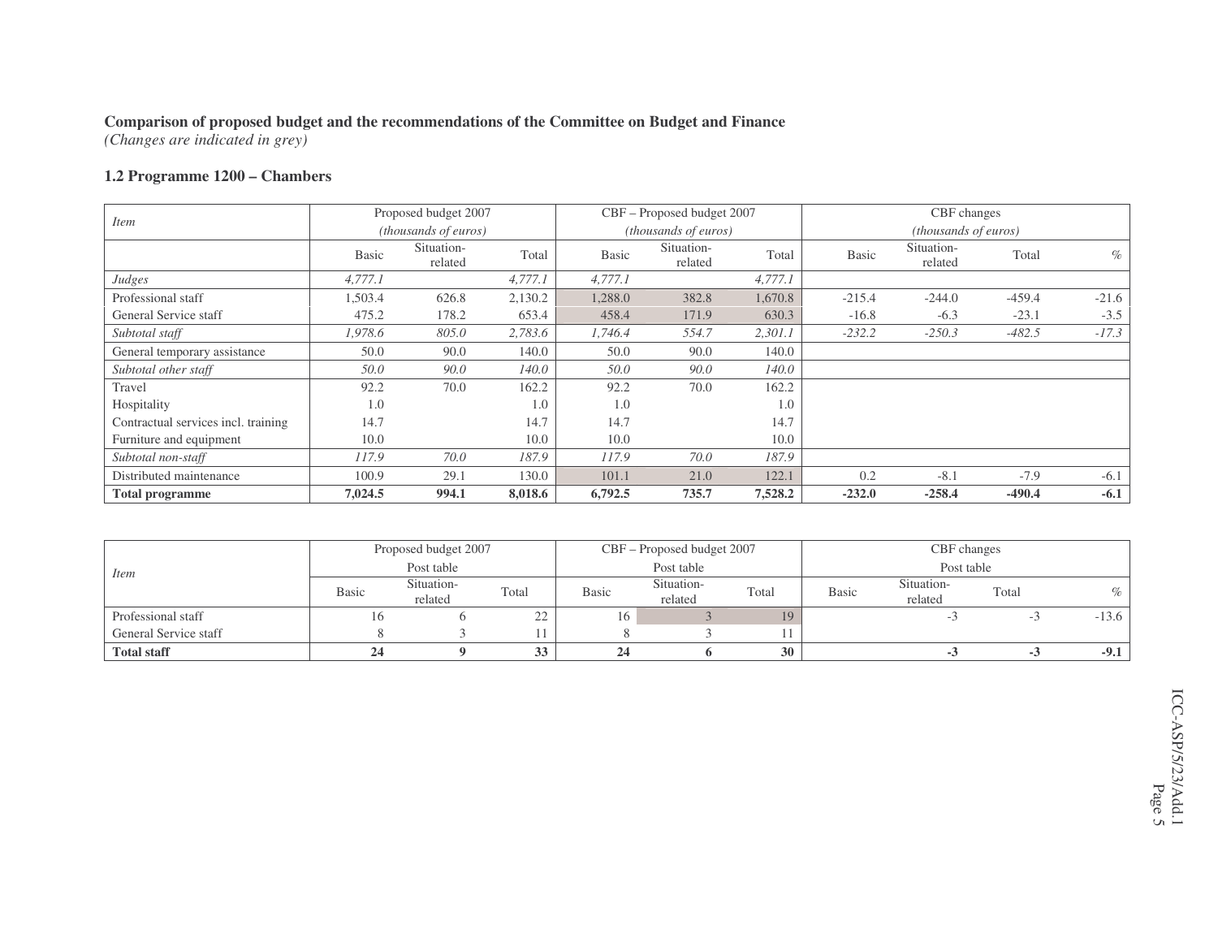**Comparison of proposed budget and the recommendations of the Committee on Budget and Finance**
*(Changes are indicated in grey)*

### 1.2 Programme 1200 – Chambers

| *Item* | Proposed budget 2007 *(thousands of euros)* | | | CBF – Proposed budget 2007 *(thousands of euros)* | | | CBF changes *(thousands of euros)* | | | |
|---|---|---|---|---|---|---|---|---|---|---|
| | Basic | Situation-related | Total | Basic | Situation-related | Total | Basic | Situation-related | Total | % |
| *Judges* | *4,777.1* | | *4,777.1* | *4,777.1* | | *4,777.1* | | | | |
| Professional staff | 1,503.4 | 626.8 | 2,130.2 | 1,288.0 | 382.8 | 1,670.8 | -215.4 | -244.0 | -459.4 | -21.6 |
| General Service staff | 475.2 | 178.2 | 653.4 | 458.4 | 171.9 | 630.3 | -16.8 | -6.3 | -23.1 | -3.5 |
| *Subtotal staff* | *1,978.6* | *805.0* | *2,783.6* | *1,746.4* | *554.7* | *2,301.1* | *-232.2* | *-250.3* | *-482.5* | *-17.3* |
| General temporary assistance | 50.0 | 90.0 | 140.0 | 50.0 | 90.0 | 140.0 | | | | |
| *Subtotal other staff* | *50.0* | *90.0* | *140.0* | *50.0* | *90.0* | *140.0* | | | | |
| Travel | 92.2 | 70.0 | 162.2 | 92.2 | 70.0 | 162.2 | | | | |
| Hospitality | 1.0 | | 1.0 | 1.0 | | 1.0 | | | | |
| Contractual services incl. training | 14.7 | | 14.7 | 14.7 | | 14.7 | | | | |
| Furniture and equipment | 10.0 | | 10.0 | 10.0 | | 10.0 | | | | |
| *Subtotal non-staff* | *117.9* | *70.0* | *187.9* | *117.9* | *70.0* | *187.9* | | | | |
| Distributed maintenance | 100.9 | 29.1 | 130.0 | 101.1 | 21.0 | 122.1 | 0.2 | -8.1 | -7.9 | -6.1 |
| **Total programme** | **7,024.5** | **994.1** | **8,018.6** | **6,792.5** | **735.7** | **7,528.2** | **-232.0** | **-258.4** | **-490.4** | **-6.1** |

| *Item* | Proposed budget 2007 Post table | | | CBF – Proposed budget 2007 Post table | | | CBF changes Post table | | | |
|---|---|---|---|---|---|---|---|---|---|---|
| | Basic | Situation-related | Total | Basic | Situation-related | Total | Basic | Situation-related | Total | % |
| Professional staff | 16 | 6 | 22 | 16 | 3 | 19 | | -3 | -3 | -13.6 |
| General Service staff | 8 | 3 | 11 | 8 | 3 | 11 | | | | |
| **Total staff** | **24** | **9** | **33** | **24** | **6** | **30** | | **-3** | **-3** | **-9.1** |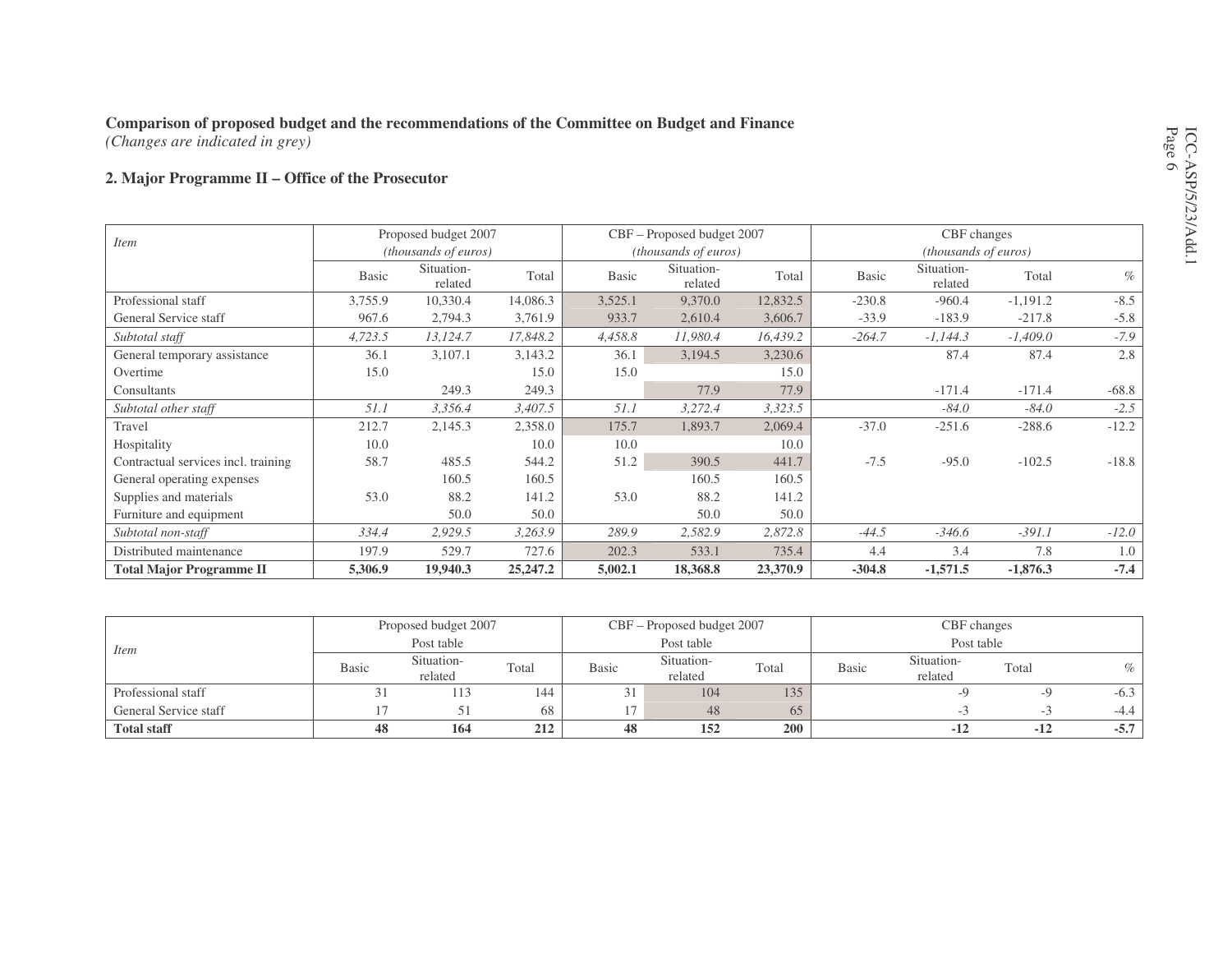**Comparison of proposed budget and the recommendations of the Committee on Budget and Finance**
*(Changes are indicated in grey)*

## 2. Major Programme II – Office of the Prosecutor

| Item | Proposed budget 2007 (thousands of euros) | | | CBF – Proposed budget 2007 (thousands of euros) | | | CBF changes (thousands of euros) | | | |
|---|---|---|---|---|---|---|---|---|---|---|
| | Basic | Situation-related | Total | Basic | Situation-related | Total | Basic | Situation-related | Total | % |
| Professional staff | 3,755.9 | 10,330.4 | 14,086.3 | 3,525.1 | 9,370.0 | 12,832.5 | -230.8 | -960.4 | -1,191.2 | -8.5 |
| General Service staff | 967.6 | 2,794.3 | 3,761.9 | 933.7 | 2,610.4 | 3,606.7 | -33.9 | -183.9 | -217.8 | -5.8 |
| *Subtotal staff* | *4,723.5* | *13,124.7* | *17,848.2* | *4,458.8* | *11,980.4* | *16,439.2* | *-264.7* | *-1,144.3* | *-1,409.0* | *-7.9* |
| General temporary assistance | 36.1 | 3,107.1 | 3,143.2 | 36.1 | 3,194.5 | 3,230.6 | | 87.4 | 87.4 | 2.8 |
| Overtime | 15.0 | | 15.0 | 15.0 | | 15.0 | | | | |
| Consultants | | 249.3 | 249.3 | | 77.9 | 77.9 | | -171.4 | -171.4 | -68.8 |
| *Subtotal other staff* | *51.1* | *3,356.4* | *3,407.5* | *51.1* | *3,272.4* | *3,323.5* | | *-84.0* | *-84.0* | *-2.5* |
| Travel | 212.7 | 2,145.3 | 2,358.0 | 175.7 | 1,893.7 | 2,069.4 | -37.0 | -251.6 | -288.6 | -12.2 |
| Hospitality | 10.0 | | 10.0 | 10.0 | | 10.0 | | | | |
| Contractual services incl. training | 58.7 | 485.5 | 544.2 | 51.2 | 390.5 | 441.7 | -7.5 | -95.0 | -102.5 | -18.8 |
| General operating expenses | | 160.5 | 160.5 | | 160.5 | 160.5 | | | | |
| Supplies and materials | 53.0 | 88.2 | 141.2 | 53.0 | 88.2 | 141.2 | | | | |
| Furniture and equipment | | 50.0 | 50.0 | | 50.0 | 50.0 | | | | |
| *Subtotal non-staff* | *334.4* | *2,929.5* | *3,263.9* | *289.9* | *2,582.9* | *2,872.8* | *-44.5* | *-346.6* | *-391.1* | *-12.0* |
| Distributed maintenance | 197.9 | 529.7 | 727.6 | 202.3 | 533.1 | 735.4 | 4.4 | 3.4 | 7.8 | 1.0 |
| **Total Major Programme II** | **5,306.9** | **19,940.3** | **25,247.2** | **5,002.1** | **18,368.8** | **23,370.9** | **-304.8** | **-1,571.5** | **-1,876.3** | **-7.4** |

| Item | Proposed budget 2007 Post table | | | CBF – Proposed budget 2007 Post table | | | CBF changes Post table | | | |
|---|---|---|---|---|---|---|---|---|---|---|
| | Basic | Situation-related | Total | Basic | Situation-related | Total | Basic | Situation-related | Total | % |
| Professional staff | 31 | 113 | 144 | 31 | 104 | 135 | | -9 | -9 | -6.3 |
| General Service staff | 17 | 51 | 68 | 17 | 48 | 65 | | -3 | -3 | -4.4 |
| **Total staff** | **48** | **164** | **212** | **48** | **152** | **200** | | **-12** | **-12** | **-5.7** |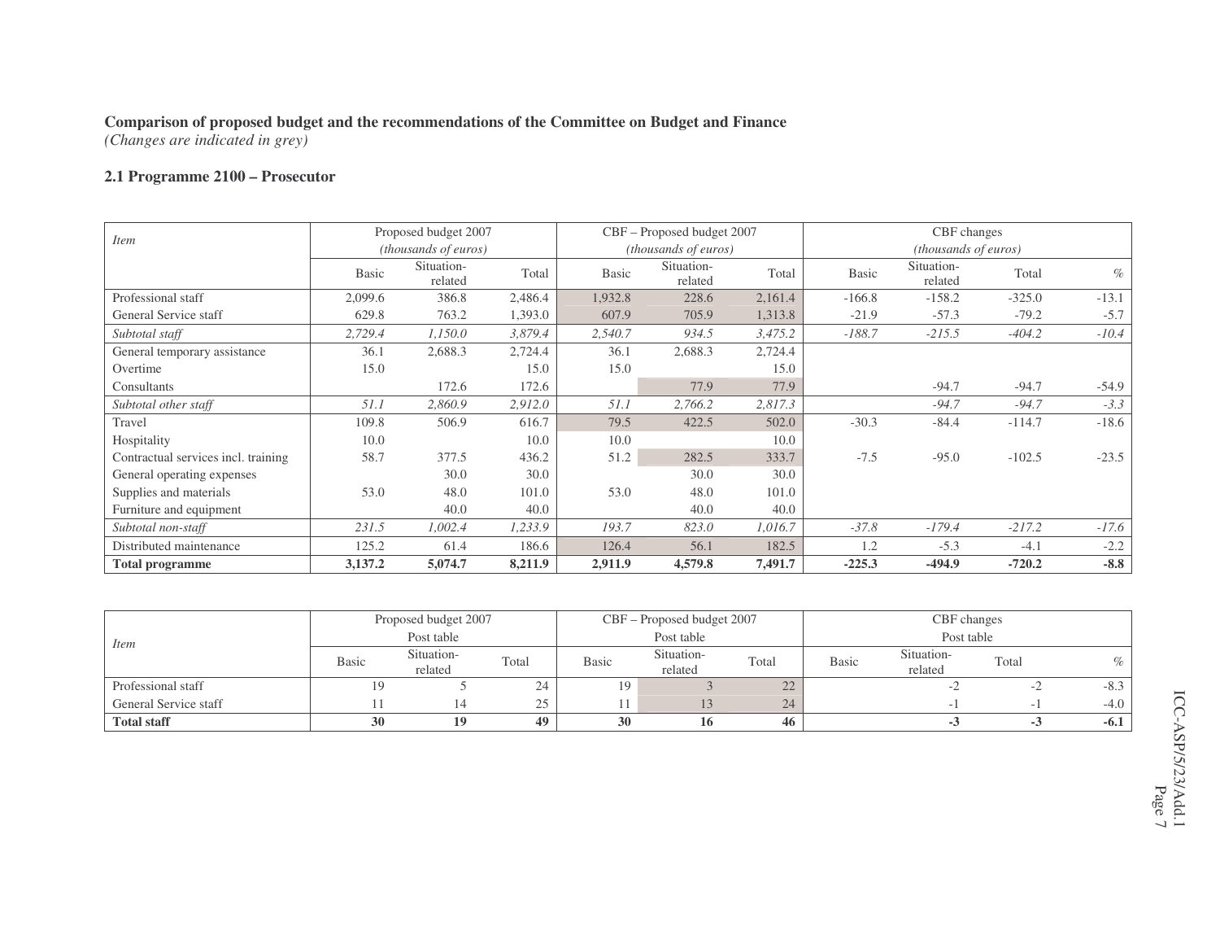**Comparison of proposed budget and the recommendations of the Committee on Budget and Finance**
*(Changes are indicated in grey)*

### 2.1 Programme 2100 – Prosecutor

| Item | Proposed budget 2007 (thousands of euros) | | | CBF – Proposed budget 2007 (thousands of euros) | | | CBF changes (thousands of euros) | | | |
|---|---|---|---|---|---|---|---|---|---|---|
| | Basic | Situation-related | Total | Basic | Situation-related | Total | Basic | Situation-related | Total | % |
| Professional staff | 2,099.6 | 386.8 | 2,486.4 | 1,932.8 | 228.6 | 2,161.4 | -166.8 | -158.2 | -325.0 | -13.1 |
| General Service staff | 629.8 | 763.2 | 1,393.0 | 607.9 | 705.9 | 1,313.8 | -21.9 | -57.3 | -79.2 | -5.7 |
| *Subtotal staff* | *2,729.4* | *1,150.0* | *3,879.4* | *2,540.7* | *934.5* | *3,475.2* | *-188.7* | *-215.5* | *-404.2* | *-10.4* |
| General temporary assistance | 36.1 | 2,688.3 | 2,724.4 | 36.1 | 2,688.3 | 2,724.4 | | | | |
| Overtime | 15.0 | | 15.0 | 15.0 | | 15.0 | | | | |
| Consultants | | 172.6 | 172.6 | | 77.9 | 77.9 | | -94.7 | -94.7 | -54.9 |
| *Subtotal other staff* | *51.1* | *2,860.9* | *2,912.0* | *51.1* | *2,766.2* | *2,817.3* | | *-94.7* | *-94.7* | *-3.3* |
| Travel | 109.8 | 506.9 | 616.7 | 79.5 | 422.5 | 502.0 | -30.3 | -84.4 | -114.7 | -18.6 |
| Hospitality | 10.0 | | 10.0 | 10.0 | | 10.0 | | | | |
| Contractual services incl. training | 58.7 | 377.5 | 436.2 | 51.2 | 282.5 | 333.7 | -7.5 | -95.0 | -102.5 | -23.5 |
| General operating expenses | | 30.0 | 30.0 | | 30.0 | 30.0 | | | | |
| Supplies and materials | 53.0 | 48.0 | 101.0 | 53.0 | 48.0 | 101.0 | | | | |
| Furniture and equipment | | 40.0 | 40.0 | | 40.0 | 40.0 | | | | |
| *Subtotal non-staff* | *231.5* | *1,002.4* | *1,233.9* | *193.7* | *823.0* | *1,016.7* | *-37.8* | *-179.4* | *-217.2* | *-17.6* |
| Distributed maintenance | 125.2 | 61.4 | 186.6 | 126.4 | 56.1 | 182.5 | 1.2 | -5.3 | -4.1 | -2.2 |
| **Total programme** | **3,137.2** | **5,074.7** | **8,211.9** | **2,911.9** | **4,579.8** | **7,491.7** | **-225.3** | **-494.9** | **-720.2** | **-8.8** |

| Item | Proposed budget 2007 Post table | | | CBF – Proposed budget 2007 Post table | | | CBF changes Post table | | | |
|---|---|---|---|---|---|---|---|---|---|---|
| | Basic | Situation-related | Total | Basic | Situation-related | Total | Basic | Situation-related | Total | % |
| Professional staff | 19 | 5 | 24 | 19 | 3 | 22 | | -2 | -2 | -8.3 |
| General Service staff | 11 | 14 | 25 | 11 | 13 | 24 | | -1 | -1 | -4.0 |
| **Total staff** | **30** | **19** | **49** | **30** | **16** | **46** | | **-3** | **-3** | **-6.1** |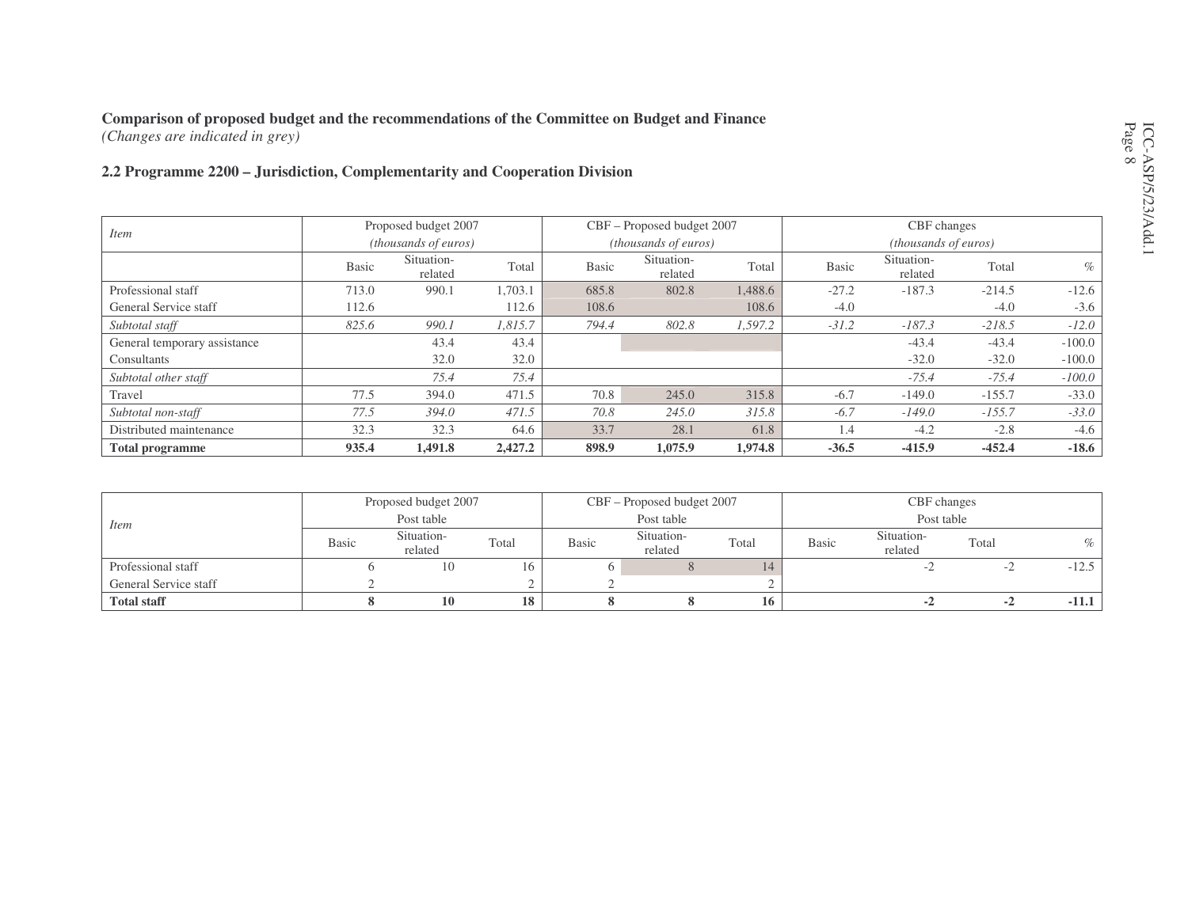**Comparison of proposed budget and the recommendations of the Committee on Budget and Finance**
*(Changes are indicated in grey)*

**2.2 Programme 2200 – Jurisdiction, Complementarity and Cooperation Division**

| *Item* | Proposed budget 2007 *(thousands of euros)* | | | CBF – Proposed budget 2007 *(thousands of euros)* | | | CBF changes *(thousands of euros)* | | | |
|---|---|---|---|---|---|---|---|---|---|---|
| | Basic | Situation-related | Total | Basic | Situation-related | Total | Basic | Situation-related | Total | % |
| Professional staff | 713.0 | 990.1 | 1,703.1 | 685.8 | 802.8 | 1,488.6 | -27.2 | -187.3 | -214.5 | -12.6 |
| General Service staff | 112.6 | | 112.6 | 108.6 | | 108.6 | -4.0 | | -4.0 | -3.6 |
| *Subtotal staff* | *825.6* | *990.1* | *1,815.7* | *794.4* | *802.8* | *1,597.2* | *-31.2* | *-187.3* | *-218.5* | *-12.0* |
| General temporary assistance | | 43.4 | 43.4 | | | | | -43.4 | -43.4 | -100.0 |
| Consultants | | 32.0 | 32.0 | | | | | -32.0 | -32.0 | -100.0 |
| *Subtotal other staff* | | *75.4* | *75.4* | | | | | *-75.4* | *-75.4* | *-100.0* |
| Travel | 77.5 | 394.0 | 471.5 | 70.8 | 245.0 | 315.8 | -6.7 | -149.0 | -155.7 | -33.0 |
| *Subtotal non-staff* | *77.5* | *394.0* | *471.5* | *70.8* | *245.0* | *315.8* | *-6.7* | *-149.0* | *-155.7* | *-33.0* |
| Distributed maintenance | 32.3 | 32.3 | 64.6 | 33.7 | 28.1 | 61.8 | 1.4 | -4.2 | -2.8 | -4.6 |
| **Total programme** | **935.4** | **1,491.8** | **2,427.2** | **898.9** | **1,075.9** | **1,974.8** | **-36.5** | **-415.9** | **-452.4** | **-18.6** |

| *Item* | Proposed budget 2007 Post table | | | CBF – Proposed budget 2007 Post table | | | CBF changes Post table | | | |
|---|---|---|---|---|---|---|---|---|---|---|
| | Basic | Situation-related | Total | Basic | Situation-related | Total | Basic | Situation-related | Total | % |
| Professional staff | 6 | 10 | 16 | 6 | 8 | 14 | | -2 | -2 | -12.5 |
| General Service staff | 2 | | 2 | 2 | | 2 | | | | |
| **Total staff** | **8** | **10** | **18** | **8** | **8** | **16** | | **-2** | **-2** | **-11.1** |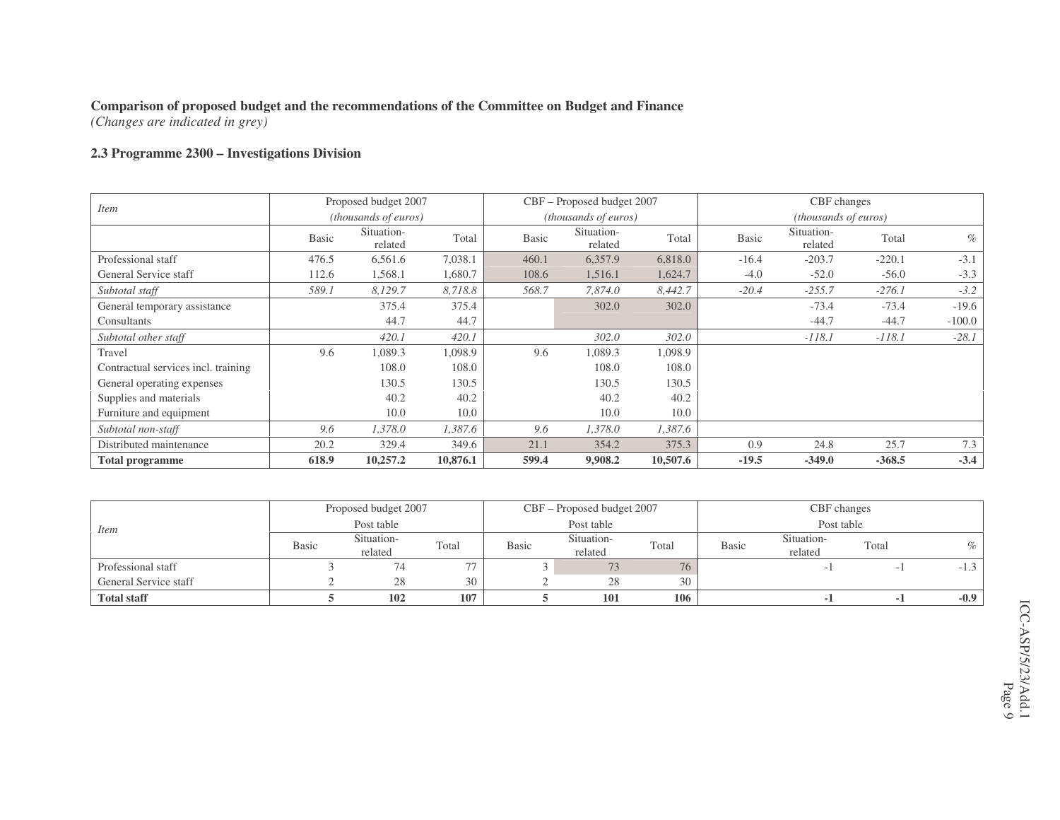**Comparison of proposed budget and the recommendations of the Committee on Budget and Finance**
*(Changes are indicated in grey)*

**2.3 Programme 2300 – Investigations Division**

| Item | Proposed budget 2007 (thousands of euros) | | | CBF – Proposed budget 2007 (thousands of euros) | | | CBF changes (thousands of euros) | | | |
|---|---|---|---|---|---|---|---|---|---|---|
| | Basic | Situation-related | Total | Basic | Situation-related | Total | Basic | Situation-related | Total | % |
| Professional staff | 476.5 | 6,561.6 | 7,038.1 | 460.1 | 6,357.9 | 6,818.0 | -16.4 | -203.7 | -220.1 | -3.1 |
| General Service staff | 112.6 | 1,568.1 | 1,680.7 | 108.6 | 1,516.1 | 1,624.7 | -4.0 | -52.0 | -56.0 | -3.3 |
| *Subtotal staff* | *589.1* | *8,129.7* | *8,718.8* | *568.7* | *7,874.0* | *8,442.7* | *-20.4* | *-255.7* | *-276.1* | *-3.2* |
| General temporary assistance | | 375.4 | 375.4 | | 302.0 | 302.0 | | -73.4 | -73.4 | -19.6 |
| Consultants | | 44.7 | 44.7 | | | | | -44.7 | -44.7 | -100.0 |
| *Subtotal other staff* | | *420.1* | *420.1* | | *302.0* | *302.0* | | *-118.1* | *-118.1* | *-28.1* |
| Travel | 9.6 | 1,089.3 | 1,098.9 | 9.6 | 1,089.3 | 1,098.9 | | | | |
| Contractual services incl. training | | 108.0 | 108.0 | | 108.0 | 108.0 | | | | |
| General operating expenses | | 130.5 | 130.5 | | 130.5 | 130.5 | | | | |
| Supplies and materials | | 40.2 | 40.2 | | 40.2 | 40.2 | | | | |
| Furniture and equipment | | 10.0 | 10.0 | | 10.0 | 10.0 | | | | |
| *Subtotal non-staff* | *9.6* | *1,378.0* | *1,387.6* | *9.6* | *1,378.0* | *1,387.6* | | | | |
| Distributed maintenance | 20.2 | 329.4 | 349.6 | 21.1 | 354.2 | 375.3 | 0.9 | 24.8 | 25.7 | 7.3 |
| **Total programme** | **618.9** | **10,257.2** | **10,876.1** | **599.4** | **9,908.2** | **10,507.6** | **-19.5** | **-349.0** | **-368.5** | **-3.4** |

| Item | Proposed budget 2007 Post table | | | CBF – Proposed budget 2007 Post table | | | CBF changes Post table | | | |
|---|---|---|---|---|---|---|---|---|---|---|
| | Basic | Situation-related | Total | Basic | Situation-related | Total | Basic | Situation-related | Total | % |
| Professional staff | 3 | 74 | 77 | 3 | 73 | 76 | | -1 | -1 | -1.3 |
| General Service staff | 2 | 28 | 30 | 2 | 28 | 30 | | | | |
| **Total staff** | **5** | **102** | **107** | **5** | **101** | **106** | | **-1** | **-1** | **-0.9** |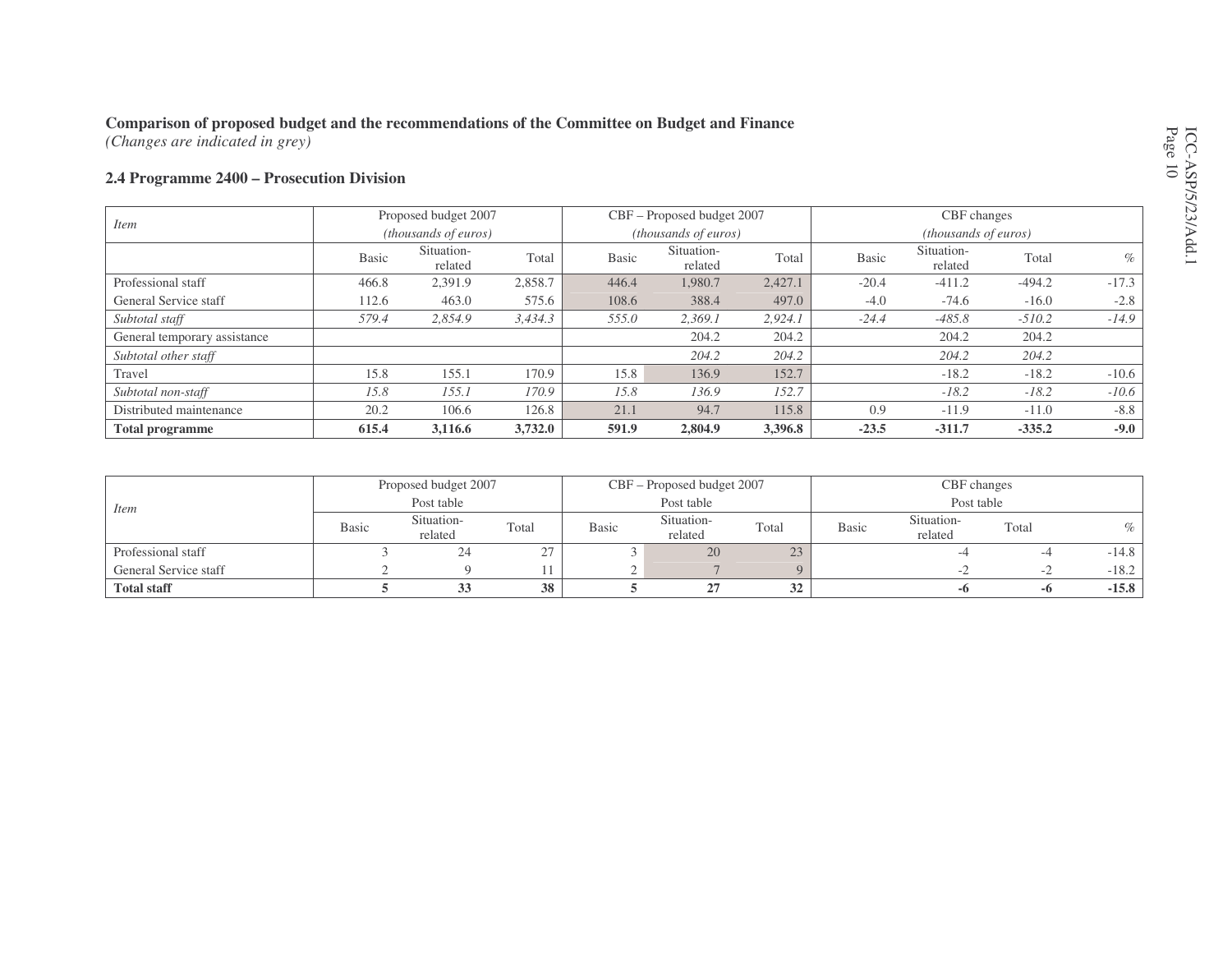**Comparison of proposed budget and the recommendations of the Committee on Budget and Finance**
*(Changes are indicated in grey)*

**2.4 Programme 2400 – Prosecution Division**

| Item | Proposed budget 2007 (thousands of euros) | | | CBF – Proposed budget 2007 (thousands of euros) | | | CBF changes (thousands of euros) | | | |
|---|---|---|---|---|---|---|---|---|---|---|
| | Basic | Situation-related | Total | Basic | Situation-related | Total | Basic | Situation-related | Total | % |
| Professional staff | 466.8 | 2,391.9 | 2,858.7 | 446.4 | 1,980.7 | 2,427.1 | -20.4 | -411.2 | -494.2 | -17.3 |
| General Service staff | 112.6 | 463.0 | 575.6 | 108.6 | 388.4 | 497.0 | -4.0 | -74.6 | -16.0 | -2.8 |
| *Subtotal staff* | *579.4* | *2,854.9* | *3,434.3* | *555.0* | *2,369.1* | *2,924.1* | *-24.4* | *-485.8* | *-510.2* | *-14.9* |
| General temporary assistance | | | | | 204.2 | 204.2 | | 204.2 | 204.2 | |
| *Subtotal other staff* | | | | | *204.2* | *204.2* | | *204.2* | *204.2* | |
| Travel | 15.8 | 155.1 | 170.9 | 15.8 | 136.9 | 152.7 | | -18.2 | -18.2 | -10.6 |
| *Subtotal non-staff* | *15.8* | *155.1* | *170.9* | *15.8* | *136.9* | *152.7* | | *-18.2* | *-18.2* | *-10.6* |
| Distributed maintenance | 20.2 | 106.6 | 126.8 | 21.1 | 94.7 | 115.8 | 0.9 | -11.9 | -11.0 | -8.8 |
| **Total programme** | **615.4** | **3,116.6** | **3,732.0** | **591.9** | **2,804.9** | **3,396.8** | **-23.5** | **-311.7** | **-335.2** | **-9.0** |

| Item | Proposed budget 2007 Post table | | | CBF – Proposed budget 2007 Post table | | | CBF changes Post table | | | |
|---|---|---|---|---|---|---|---|---|---|---|
| | Basic | Situation-related | Total | Basic | Situation-related | Total | Basic | Situation-related | Total | % |
| Professional staff | 3 | 24 | 27 | 3 | 20 | 23 | | -4 | -4 | -14.8 |
| General Service staff | 2 | 9 | 11 | 2 | 7 | 9 | | -2 | -2 | -18.2 |
| **Total staff** | **5** | **33** | **38** | **5** | **27** | **32** | | **-6** | **-6** | **-15.8** |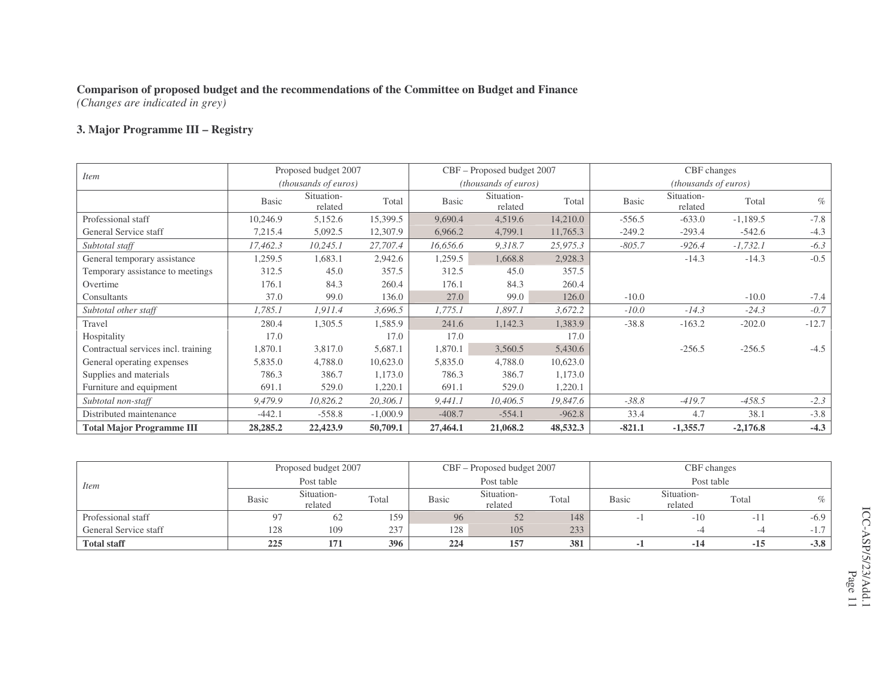**Comparison of proposed budget and the recommendations of the Committee on Budget and Finance**
*(Changes are indicated in grey)*

### 3. Major Programme III – Registry

| *Item* | Proposed budget 2007 *(thousands of euros)* | | | CBF – Proposed budget 2007 *(thousands of euros)* | | | CBF changes *(thousands of euros)* | | | |
|---|---|---|---|---|---|---|---|---|---|---|
| | Basic | Situation-related | Total | Basic | Situation-related | Total | Basic | Situation-related | Total | % |
| Professional staff | 10,246.9 | 5,152.6 | 15,399.5 | 9,690.4 | 4,519.6 | 14,210.0 | -556.5 | -633.0 | -1,189.5 | -7.8 |
| General Service staff | 7,215.4 | 5,092.5 | 12,307.9 | 6,966.2 | 4,799.1 | 11,765.3 | -249.2 | -293.4 | -542.6 | -4.3 |
| *Subtotal staff* | *17,462.3* | *10,245.1* | *27,707.4* | *16,656.6* | *9,318.7* | *25,975.3* | *-805.7* | *-926.4* | *-1,732.1* | *-6.3* |
| General temporary assistance | 1,259.5 | 1,683.1 | 2,942.6 | 1,259.5 | 1,668.8 | 2,928.3 | | -14.3 | -14.3 | -0.5 |
| Temporary assistance to meetings | 312.5 | 45.0 | 357.5 | 312.5 | 45.0 | 357.5 | | | | |
| Overtime | 176.1 | 84.3 | 260.4 | 176.1 | 84.3 | 260.4 | | | | |
| Consultants | 37.0 | 99.0 | 136.0 | 27.0 | 99.0 | 126.0 | -10.0 | | -10.0 | -7.4 |
| *Subtotal other staff* | *1,785.1* | *1,911.4* | *3,696.5* | *1,775.1* | *1,897.1* | *3,672.2* | *-10.0* | *-14.3* | *-24.3* | *-0.7* |
| Travel | 280.4 | 1,305.5 | 1,585.9 | 241.6 | 1,142.3 | 1,383.9 | -38.8 | -163.2 | -202.0 | -12.7 |
| Hospitality | 17.0 | | 17.0 | 17.0 | | 17.0 | | | | |
| Contractual services incl. training | 1,870.1 | 3,817.0 | 5,687.1 | 1,870.1 | 3,560.5 | 5,430.6 | | -256.5 | -256.5 | -4.5 |
| General operating expenses | 5,835.0 | 4,788.0 | 10,623.0 | 5,835.0 | 4,788.0 | 10,623.0 | | | | |
| Supplies and materials | 786.3 | 386.7 | 1,173.0 | 786.3 | 386.7 | 1,173.0 | | | | |
| Furniture and equipment | 691.1 | 529.0 | 1,220.1 | 691.1 | 529.0 | 1,220.1 | | | | |
| *Subtotal non-staff* | *9,479.9* | *10,826.2* | *20,306.1* | *9,441.1* | *10,406.5* | *19,847.6* | *-38.8* | *-419.7* | *-458.5* | *-2.3* |
| Distributed maintenance | -442.1 | -558.8 | -1,000.9 | -408.7 | -554.1 | -962.8 | 33.4 | 4.7 | 38.1 | -3.8 |
| **Total Major Programme III** | **28,285.2** | **22,423.9** | **50,709.1** | **27,464.1** | **21,068.2** | **48,532.3** | **-821.1** | **-1,355.7** | **-2,176.8** | **-4.3** |

| *Item* | Proposed budget 2007 Post table | | | CBF – Proposed budget 2007 Post table | | | CBF changes Post table | | | |
|---|---|---|---|---|---|---|---|---|---|---|
| | Basic | Situation-related | Total | Basic | Situation-related | Total | Basic | Situation-related | Total | % |
| Professional staff | 97 | 62 | 159 | 96 | 52 | 148 | -1 | -10 | -11 | -6.9 |
| General Service staff | 128 | 109 | 237 | 128 | 105 | 233 | | -4 | -4 | -1.7 |
| **Total staff** | **225** | **171** | **396** | **224** | **157** | **381** | **-1** | **-14** | **-15** | **-3.8** |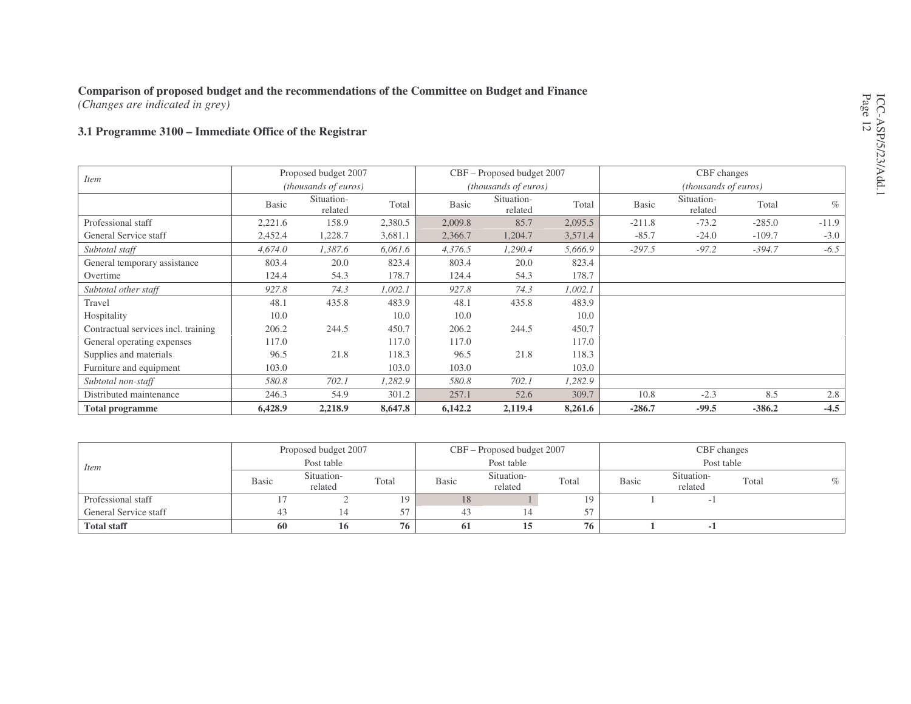**Comparison of proposed budget and the recommendations of the Committee on Budget and Finance**
*(Changes are indicated in grey)*

### 3.1 Programme 3100 – Immediate Office of the Registrar

| *Item* | Proposed budget 2007 *(thousands of euros)* | | | CBF – Proposed budget 2007 *(thousands of euros)* | | | CBF changes *(thousands of euros)* | | | |
|---|---|---|---|---|---|---|---|---|---|---|
| | Basic | Situation-related | Total | Basic | Situation-related | Total | Basic | Situation-related | Total | % |
| Professional staff | 2,221.6 | 158.9 | 2,380.5 | 2,009.8 | 85.7 | 2,095.5 | -211.8 | -73.2 | -285.0 | -11.9 |
| General Service staff | 2,452.4 | 1,228.7 | 3,681.1 | 2,366.7 | 1,204.7 | 3,571.4 | -85.7 | -24.0 | -109.7 | -3.0 |
| *Subtotal staff* | *4,674.0* | *1,387.6* | *6,061.6* | *4,376.5* | *1,290.4* | *5,666.9* | *-297.5* | *-97.2* | *-394.7* | *-6.5* |
| General temporary assistance | 803.4 | 20.0 | 823.4 | 803.4 | 20.0 | 823.4 | | | | |
| Overtime | 124.4 | 54.3 | 178.7 | 124.4 | 54.3 | 178.7 | | | | |
| *Subtotal other staff* | *927.8* | *74.3* | *1,002.1* | *927.8* | *74.3* | *1,002.1* | | | | |
| Travel | 48.1 | 435.8 | 483.9 | 48.1 | 435.8 | 483.9 | | | | |
| Hospitality | 10.0 | | 10.0 | 10.0 | | 10.0 | | | | |
| Contractual services incl. training | 206.2 | 244.5 | 450.7 | 206.2 | 244.5 | 450.7 | | | | |
| General operating expenses | 117.0 | | 117.0 | 117.0 | | 117.0 | | | | |
| Supplies and materials | 96.5 | 21.8 | 118.3 | 96.5 | 21.8 | 118.3 | | | | |
| Furniture and equipment | 103.0 | | 103.0 | 103.0 | | 103.0 | | | | |
| *Subtotal non-staff* | *580.8* | *702.1* | *1,282.9* | *580.8* | *702.1* | *1,282.9* | | | | |
| Distributed maintenance | 246.3 | 54.9 | 301.2 | 257.1 | 52.6 | 309.7 | 10.8 | -2.3 | 8.5 | 2.8 |
| **Total programme** | **6,428.9** | **2,218.9** | **8,647.8** | **6,142.2** | **2,119.4** | **8,261.6** | **-286.7** | **-99.5** | **-386.2** | **-4.5** |

| *Item* | Proposed budget 2007 Post table | | | CBF – Proposed budget 2007 Post table | | | CBF changes Post table | | | |
|---|---|---|---|---|---|---|---|---|---|---|
| | Basic | Situation-related | Total | Basic | Situation-related | Total | Basic | Situation-related | Total | % |
| Professional staff | 17 | 2 | 19 | 18 | 1 | 19 | 1 | -1 | | |
| General Service staff | 43 | 14 | 57 | 43 | 14 | 57 | | | | |
| **Total staff** | **60** | **16** | **76** | **61** | **15** | **76** | **1** | **-1** | | |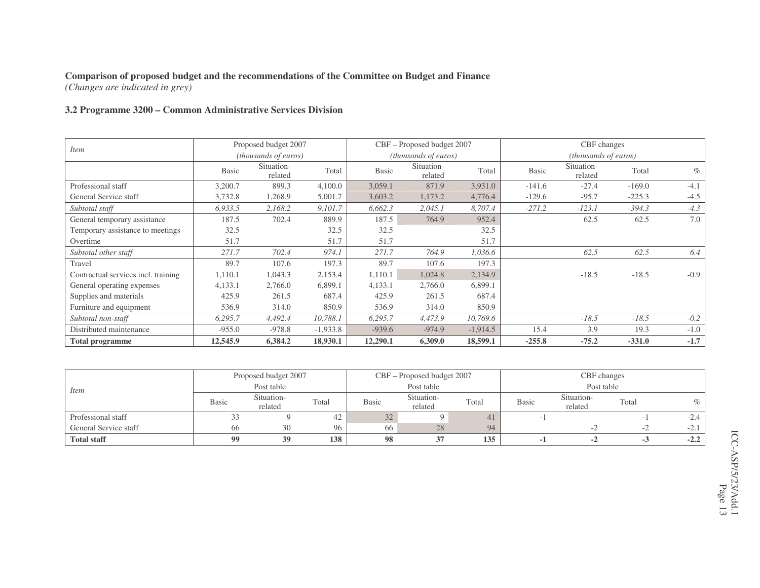**Comparison of proposed budget and the recommendations of the Committee on Budget and Finance**
*(Changes are indicated in grey)*

### 3.2 Programme 3200 – Common Administrative Services Division

| *Item* | Proposed budget 2007 *(thousands of euros)* | | | CBF – Proposed budget 2007 *(thousands of euros)* | | | CBF changes *(thousands of euros)* | | | |
|---|---|---|---|---|---|---|---|---|---|---|
| | Basic | Situation-related | Total | Basic | Situation-related | Total | Basic | Situation-related | Total | % |
| Professional staff | 3,200.7 | 899.3 | 4,100.0 | 3,059.1 | 871.9 | 3,931.0 | -141.6 | -27.4 | -169.0 | -4.1 |
| General Service staff | 3,732.8 | 1,268.9 | 5,001.7 | 3,603.2 | 1,173.2 | 4,776.4 | -129.6 | -95.7 | -225.3 | -4.5 |
| *Subtotal staff* | *6,933.5* | *2,168.2* | *9,101.7* | *6,662.3* | *2,045.1* | *8,707.4* | *-271.2* | *-123.1* | *-394.3* | *-4.3* |
| General temporary assistance | 187.5 | 702.4 | 889.9 | 187.5 | 764.9 | 952.4 | | 62.5 | 62.5 | 7.0 |
| Temporary assistance to meetings | 32.5 | | 32.5 | 32.5 | | 32.5 | | | | |
| Overtime | 51.7 | | 51.7 | 51.7 | | 51.7 | | | | |
| *Subtotal other staff* | *271.7* | *702.4* | *974.1* | *271.7* | *764.9* | *1,036.6* | | *62.5* | *62.5* | *6.4* |
| Travel | 89.7 | 107.6 | 197.3 | 89.7 | 107.6 | 197.3 | | | | |
| Contractual services incl. training | 1,110.1 | 1,043.3 | 2,153.4 | 1,110.1 | 1,024.8 | 2,134.9 | | -18.5 | -18.5 | -0.9 |
| General operating expenses | 4,133.1 | 2,766.0 | 6,899.1 | 4,133.1 | 2,766.0 | 6,899.1 | | | | |
| Supplies and materials | 425.9 | 261.5 | 687.4 | 425.9 | 261.5 | 687.4 | | | | |
| Furniture and equipment | 536.9 | 314.0 | 850.9 | 536.9 | 314.0 | 850.9 | | | | |
| *Subtotal non-staff* | *6,295.7* | *4,492.4* | *10,788.1* | *6,295.7* | *4,473.9* | *10,769.6* | | *-18.5* | *-18.5* | *-0.2* |
| Distributed maintenance | -955.0 | -978.8 | -1,933.8 | -939.6 | -974.9 | -1,914.5 | 15.4 | 3.9 | 19.3 | -1.0 |
| **Total programme** | **12,545.9** | **6,384.2** | **18,930.1** | **12,290.1** | **6,309.0** | **18,599.1** | **-255.8** | **-75.2** | **-331.0** | **-1.7** |

| *Item* | Proposed budget 2007 Post table | | | CBF – Proposed budget 2007 Post table | | | CBF changes Post table | | | |
|---|---|---|---|---|---|---|---|---|---|---|
| | Basic | Situation-related | Total | Basic | Situation-related | Total | Basic | Situation-related | Total | % |
| Professional staff | 33 | 9 | 42 | 32 | 9 | 41 | -1 | | -1 | -2.4 |
| General Service staff | 66 | 30 | 96 | 66 | 28 | 94 | | -2 | -2 | -2.1 |
| **Total staff** | **99** | **39** | **138** | **98** | **37** | **135** | **-1** | **-2** | **-3** | **-2.2** |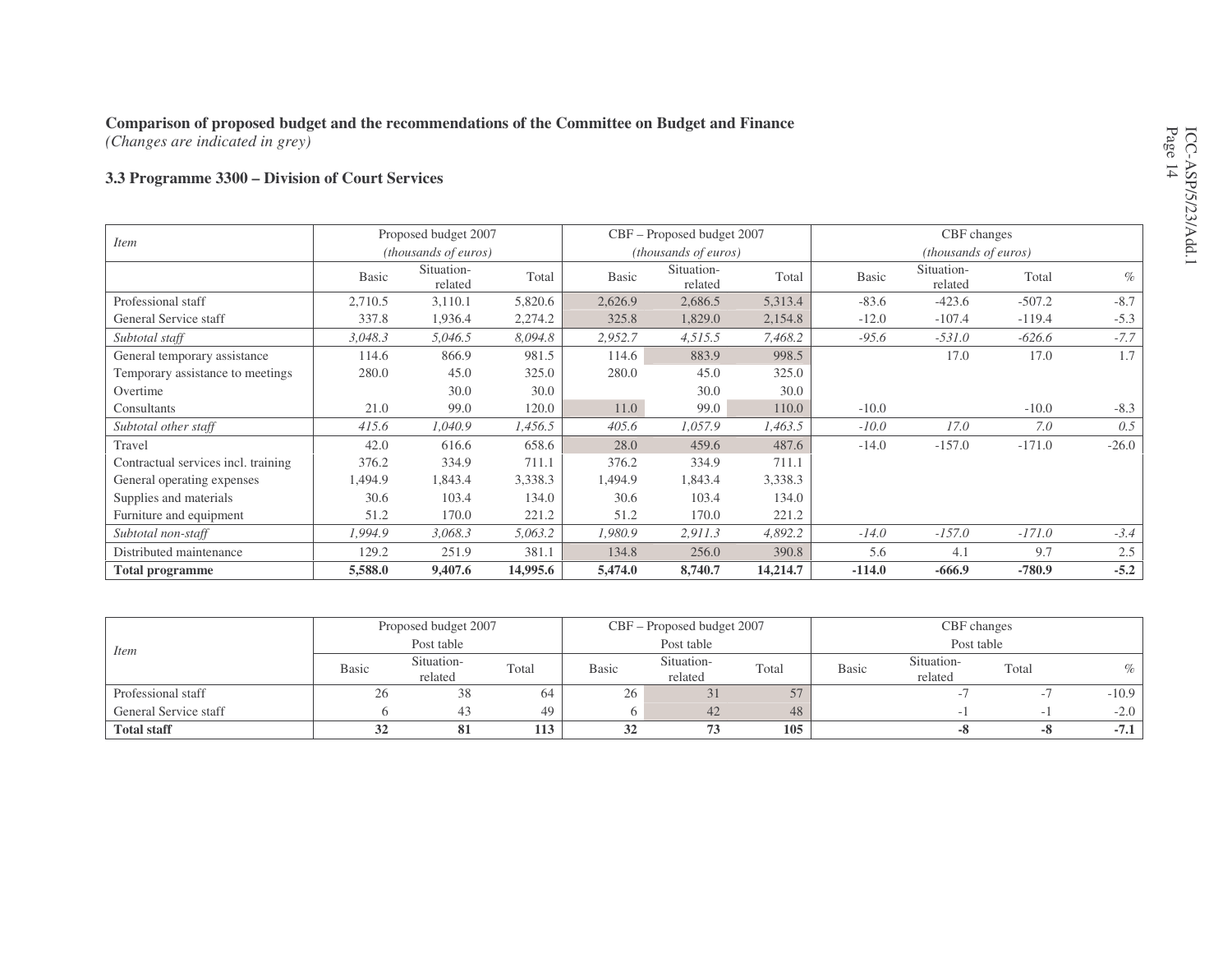**Comparison of proposed budget and the recommendations of the Committee on Budget and Finance**
*(Changes are indicated in grey)*

**3.3 Programme 3300 – Division of Court Services**

| Item | Proposed budget 2007 (thousands of euros) | | | CBF – Proposed budget 2007 (thousands of euros) | | | CBF changes (thousands of euros) | | | |
|---|---|---|---|---|---|---|---|---|---|---|
| | Basic | Situation-related | Total | Basic | Situation-related | Total | Basic | Situation-related | Total | % |
| Professional staff | 2,710.5 | 3,110.1 | 5,820.6 | 2,626.9 | 2,686.5 | 5,313.4 | -83.6 | -423.6 | -507.2 | -8.7 |
| General Service staff | 337.8 | 1,936.4 | 2,274.2 | 325.8 | 1,829.0 | 2,154.8 | -12.0 | -107.4 | -119.4 | -5.3 |
| *Subtotal staff* | *3,048.3* | *5,046.5* | *8,094.8* | *2,952.7* | *4,515.5* | *7,468.2* | *-95.6* | *-531.0* | *-626.6* | *-7.7* |
| General temporary assistance | 114.6 | 866.9 | 981.5 | 114.6 | 883.9 | 998.5 | | 17.0 | 17.0 | 1.7 |
| Temporary assistance to meetings | 280.0 | 45.0 | 325.0 | 280.0 | 45.0 | 325.0 | | | | |
| Overtime | | 30.0 | 30.0 | | 30.0 | 30.0 | | | | |
| Consultants | 21.0 | 99.0 | 120.0 | 11.0 | 99.0 | 110.0 | -10.0 | | -10.0 | -8.3 |
| *Subtotal other staff* | *415.6* | *1,040.9* | *1,456.5* | *405.6* | *1,057.9* | *1,463.5* | *-10.0* | *17.0* | *7.0* | *0.5* |
| Travel | 42.0 | 616.6 | 658.6 | 28.0 | 459.6 | 487.6 | -14.0 | -157.0 | -171.0 | -26.0 |
| Contractual services incl. training | 376.2 | 334.9 | 711.1 | 376.2 | 334.9 | 711.1 | | | | |
| General operating expenses | 1,494.9 | 1,843.4 | 3,338.3 | 1,494.9 | 1,843.4 | 3,338.3 | | | | |
| Supplies and materials | 30.6 | 103.4 | 134.0 | 30.6 | 103.4 | 134.0 | | | | |
| Furniture and equipment | 51.2 | 170.0 | 221.2 | 51.2 | 170.0 | 221.2 | | | | |
| *Subtotal non-staff* | *1,994.9* | *3,068.3* | *5,063.2* | *1,980.9* | *2,911.3* | *4,892.2* | *-14.0* | *-157.0* | *-171.0* | *-3.4* |
| Distributed maintenance | 129.2 | 251.9 | 381.1 | 134.8 | 256.0 | 390.8 | 5.6 | 4.1 | 9.7 | 2.5 |
| **Total programme** | **5,588.0** | **9,407.6** | **14,995.6** | **5,474.0** | **8,740.7** | **14,214.7** | **-114.0** | **-666.9** | **-780.9** | **-5.2** |

| Item | Proposed budget 2007 Post table | | | CBF – Proposed budget 2007 Post table | | | CBF changes Post table | | | |
|---|---|---|---|---|---|---|---|---|---|---|
| | Basic | Situation-related | Total | Basic | Situation-related | Total | Basic | Situation-related | Total | % |
| Professional staff | 26 | 38 | 64 | 26 | 31 | 57 | | -7 | -7 | -10.9 |
| General Service staff | 6 | 43 | 49 | 6 | 42 | 48 | | -1 | -1 | -2.0 |
| **Total staff** | **32** | **81** | **113** | **32** | **73** | **105** | | **-8** | **-8** | **-7.1** |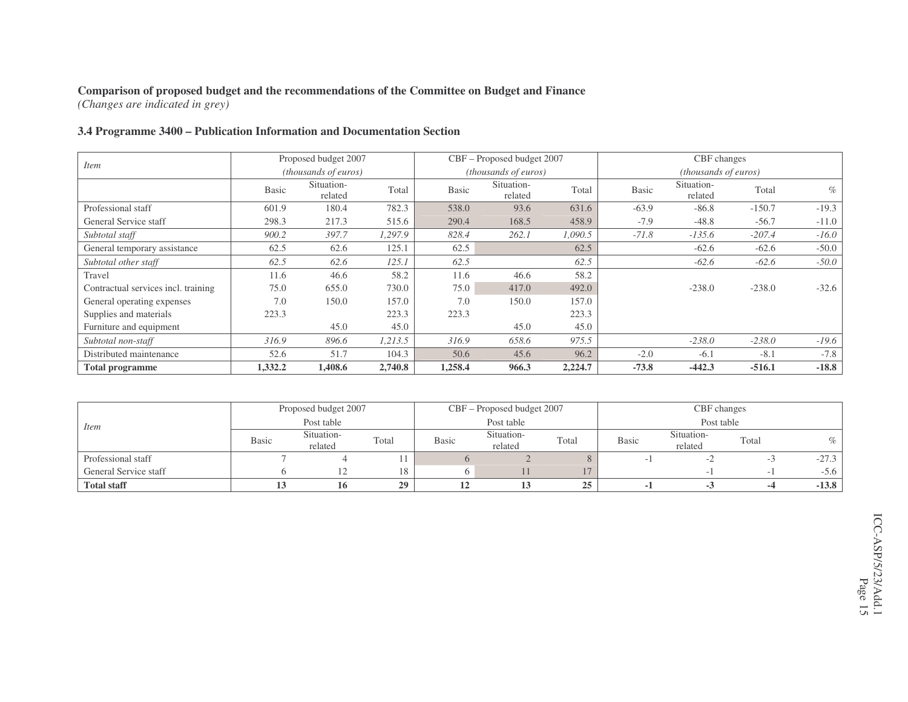**Comparison of proposed budget and the recommendations of the Committee on Budget and Finance**
*(Changes are indicated in grey)*

### 3.4 Programme 3400 – Publication Information and Documentation Section

| *Item* | Proposed budget 2007 *(thousands of euros)* | | | CBF – Proposed budget 2007 *(thousands of euros)* | | | CBF changes *(thousands of euros)* | | | |
|---|---|---|---|---|---|---|---|---|---|---|
| | Basic | Situation-related | Total | Basic | Situation-related | Total | Basic | Situation-related | Total | % |
| Professional staff | 601.9 | 180.4 | 782.3 | 538.0 | 93.6 | 631.6 | -63.9 | -86.8 | -150.7 | -19.3 |
| General Service staff | 298.3 | 217.3 | 515.6 | 290.4 | 168.5 | 458.9 | -7.9 | -48.8 | -56.7 | -11.0 |
| *Subtotal staff* | *900.2* | *397.7* | *1,297.9* | *828.4* | *262.1* | *1,090.5* | *-71.8* | *-135.6* | *-207.4* | *-16.0* |
| General temporary assistance | 62.5 | 62.6 | 125.1 | 62.5 | | 62.5 | | -62.6 | -62.6 | -50.0 |
| *Subtotal other staff* | *62.5* | *62.6* | *125.1* | *62.5* | | *62.5* | | *-62.6* | *-62.6* | *-50.0* |
| Travel | 11.6 | 46.6 | 58.2 | 11.6 | 46.6 | 58.2 | | | | |
| Contractual services incl. training | 75.0 | 655.0 | 730.0 | 75.0 | 417.0 | 492.0 | | -238.0 | -238.0 | -32.6 |
| General operating expenses | 7.0 | 150.0 | 157.0 | 7.0 | 150.0 | 157.0 | | | | |
| Supplies and materials | 223.3 | | 223.3 | 223.3 | | 223.3 | | | | |
| Furniture and equipment | | 45.0 | 45.0 | | 45.0 | 45.0 | | | | |
| *Subtotal non-staff* | *316.9* | *896.6* | *1,213.5* | *316.9* | *658.6* | *975.5* | | *-238.0* | *-238.0* | *-19.6* |
| Distributed maintenance | 52.6 | 51.7 | 104.3 | 50.6 | 45.6 | 96.2 | -2.0 | -6.1 | -8.1 | -7.8 |
| **Total programme** | **1,332.2** | **1,408.6** | **2,740.8** | **1,258.4** | **966.3** | **2,224.7** | **-73.8** | **-442.3** | **-516.1** | **-18.8** |

| *Item* | Proposed budget 2007 Post table | | | CBF – Proposed budget 2007 Post table | | | CBF changes Post table | | | |
|---|---|---|---|---|---|---|---|---|---|---|
| | Basic | Situation-related | Total | Basic | Situation-related | Total | Basic | Situation-related | Total | % |
| Professional staff | 7 | 4 | 11 | 6 | 2 | 8 | -1 | -2 | -3 | -27.3 |
| General Service staff | 6 | 12 | 18 | 6 | 11 | 17 | | -1 | -1 | -5.6 |
| **Total staff** | **13** | **16** | **29** | **12** | **13** | **25** | **-1** | **-3** | **-4** | **-13.8** |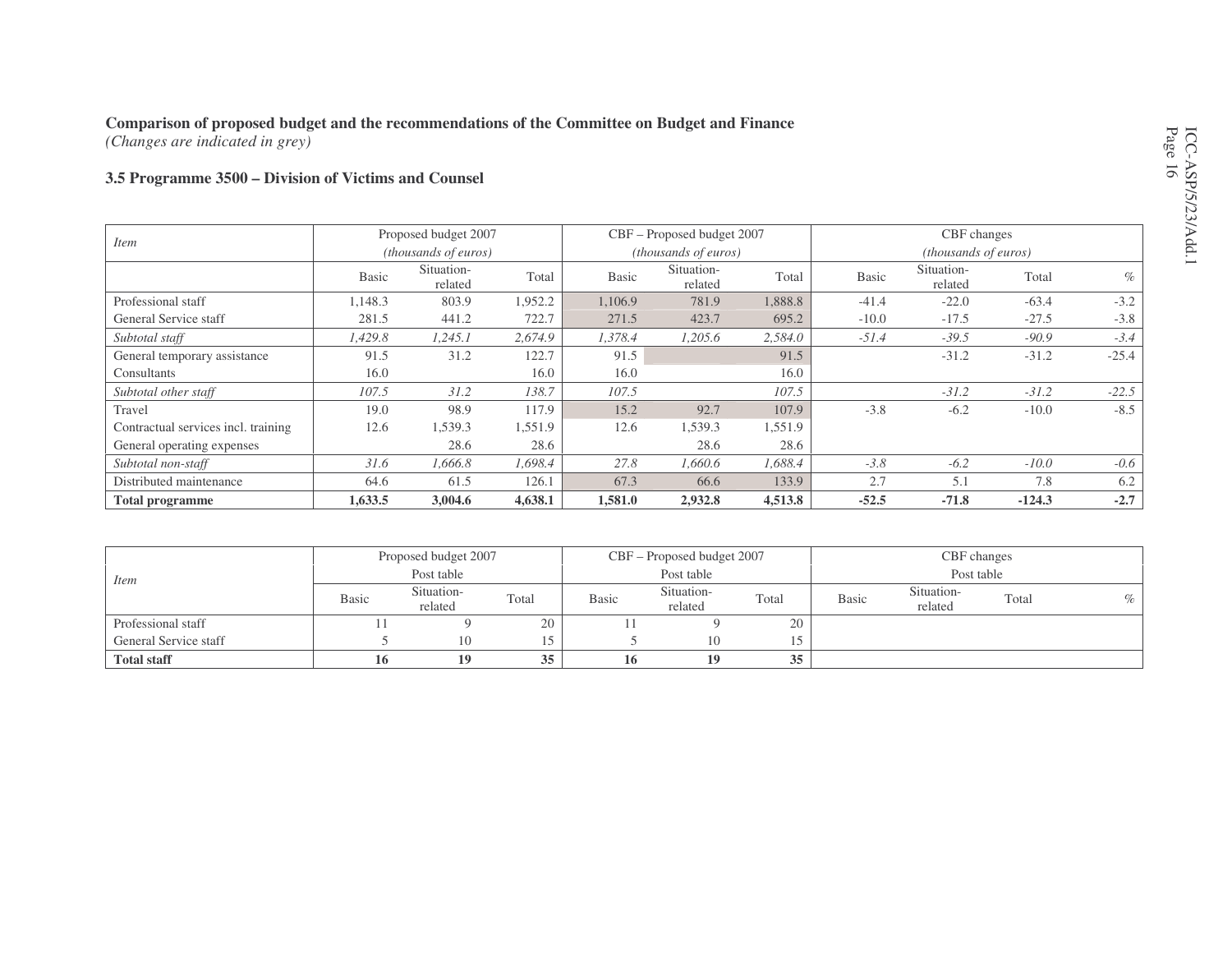**Comparison of proposed budget and the recommendations of the Committee on Budget and Finance**
*(Changes are indicated in grey)*

**3.5 Programme 3500 – Division of Victims and Counsel**

| *Item* | Proposed budget 2007 *(thousands of euros)* | | | CBF – Proposed budget 2007 *(thousands of euros)* | | | CBF changes *(thousands of euros)* | | | |
|---|---|---|---|---|---|---|---|---|---|---|
| | Basic | Situation-related | Total | Basic | Situation-related | Total | Basic | Situation-related | Total | % |
| Professional staff | 1,148.3 | 803.9 | 1,952.2 | 1,106.9 | 781.9 | 1,888.8 | -41.4 | -22.0 | -63.4 | -3.2 |
| General Service staff | 281.5 | 441.2 | 722.7 | 271.5 | 423.7 | 695.2 | -10.0 | -17.5 | -27.5 | -3.8 |
| *Subtotal staff* | *1,429.8* | *1,245.1* | *2,674.9* | *1,378.4* | *1,205.6* | *2,584.0* | *-51.4* | *-39.5* | *-90.9* | *-3.4* |
| General temporary assistance | 91.5 | 31.2 | 122.7 | 91.5 | | 91.5 | | -31.2 | -31.2 | -25.4 |
| Consultants | 16.0 | | 16.0 | 16.0 | | 16.0 | | | | |
| *Subtotal other staff* | *107.5* | *31.2* | *138.7* | *107.5* | | *107.5* | | *-31.2* | *-31.2* | *-22.5* |
| Travel | 19.0 | 98.9 | 117.9 | 15.2 | 92.7 | 107.9 | -3.8 | -6.2 | -10.0 | -8.5 |
| Contractual services incl. training | 12.6 | 1,539.3 | 1,551.9 | 12.6 | 1,539.3 | 1,551.9 | | | | |
| General operating expenses | | 28.6 | 28.6 | | 28.6 | 28.6 | | | | |
| *Subtotal non-staff* | *31.6* | *1,666.8* | *1,698.4* | *27.8* | *1,660.6* | *1,688.4* | *-3.8* | *-6.2* | *-10.0* | *-0.6* |
| Distributed maintenance | 64.6 | 61.5 | 126.1 | 67.3 | 66.6 | 133.9 | 2.7 | 5.1 | 7.8 | 6.2 |
| **Total programme** | **1,633.5** | **3,004.6** | **4,638.1** | **1,581.0** | **2,932.8** | **4,513.8** | **-52.5** | **-71.8** | **-124.3** | **-2.7** |

| *Item* | Proposed budget 2007 Post table | | | CBF – Proposed budget 2007 Post table | | | CBF changes Post table | | | |
|---|---|---|---|---|---|---|---|---|---|---|
| | Basic | Situation-related | Total | Basic | Situation-related | Total | Basic | Situation-related | Total | % |
| Professional staff | 11 | 9 | 20 | 11 | 9 | 20 | | | | |
| General Service staff | 5 | 10 | 15 | 5 | 10 | 15 | | | | |
| **Total staff** | **16** | **19** | **35** | **16** | **19** | **35** | | | | |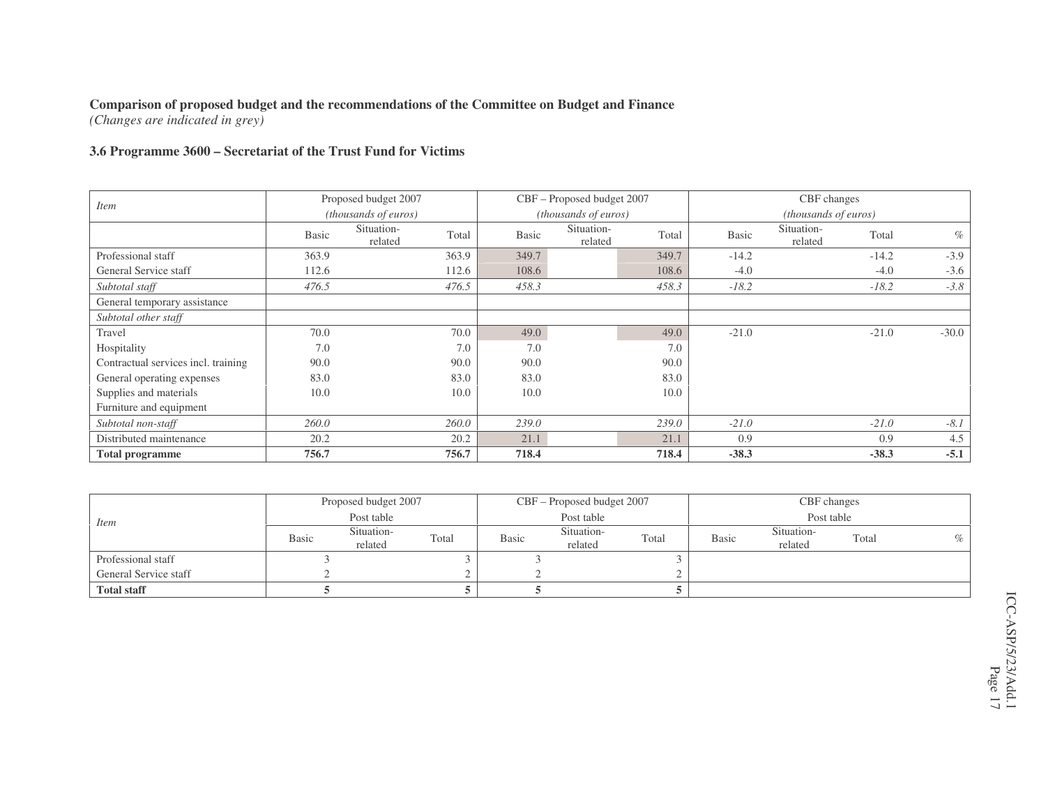**Comparison of proposed budget and the recommendations of the Committee on Budget and Finance**
*(Changes are indicated in grey)*

### 3.6 Programme 3600 – Secretariat of the Trust Fund for Victims

| *Item* | Proposed budget 2007 *(thousands of euros)* | | | CBF – Proposed budget 2007 *(thousands of euros)* | | | CBF changes *(thousands of euros)* | | | |
|---|---|---|---|---|---|---|---|---|---|---|
| | Basic | Situation-related | Total | Basic | Situation-related | Total | Basic | Situation-related | Total | % |
| Professional staff | 363.9 | | 363.9 | 349.7 | | 349.7 | -14.2 | | -14.2 | -3.9 |
| General Service staff | 112.6 | | 112.6 | 108.6 | | 108.6 | -4.0 | | -4.0 | -3.6 |
| *Subtotal staff* | *476.5* | | *476.5* | *458.3* | | *458.3* | *-18.2* | | *-18.2* | *-3.8* |
| General temporary assistance | | | | | | | | | | |
| *Subtotal other staff* | | | | | | | | | | |
| Travel | 70.0 | | 70.0 | 49.0 | | 49.0 | -21.0 | | -21.0 | -30.0 |
| Hospitality | 7.0 | | 7.0 | 7.0 | | 7.0 | | | | |
| Contractual services incl. training | 90.0 | | 90.0 | 90.0 | | 90.0 | | | | |
| General operating expenses | 83.0 | | 83.0 | 83.0 | | 83.0 | | | | |
| Supplies and materials | 10.0 | | 10.0 | 10.0 | | 10.0 | | | | |
| Furniture and equipment | | | | | | | | | | |
| *Subtotal non-staff* | *260.0* | | *260.0* | *239.0* | | *239.0* | *-21.0* | | *-21.0* | *-8.1* |
| Distributed maintenance | 20.2 | | 20.2 | 21.1 | | 21.1 | 0.9 | | 0.9 | 4.5 |
| **Total programme** | **756.7** | | **756.7** | **718.4** | | **718.4** | **-38.3** | | **-38.3** | **-5.1** |

| *Item* | Proposed budget 2007 Post table | | | CBF – Proposed budget 2007 Post table | | | CBF changes Post table | | | |
|---|---|---|---|---|---|---|---|---|---|---|
| | Basic | Situation-related | Total | Basic | Situation-related | Total | Basic | Situation-related | Total | % |
| Professional staff | 3 | | 3 | 3 | | 3 | | | | |
| General Service staff | 2 | | 2 | 2 | | 2 | | | | |
| **Total staff** | **5** | | **5** | **5** | | **5** | | | | |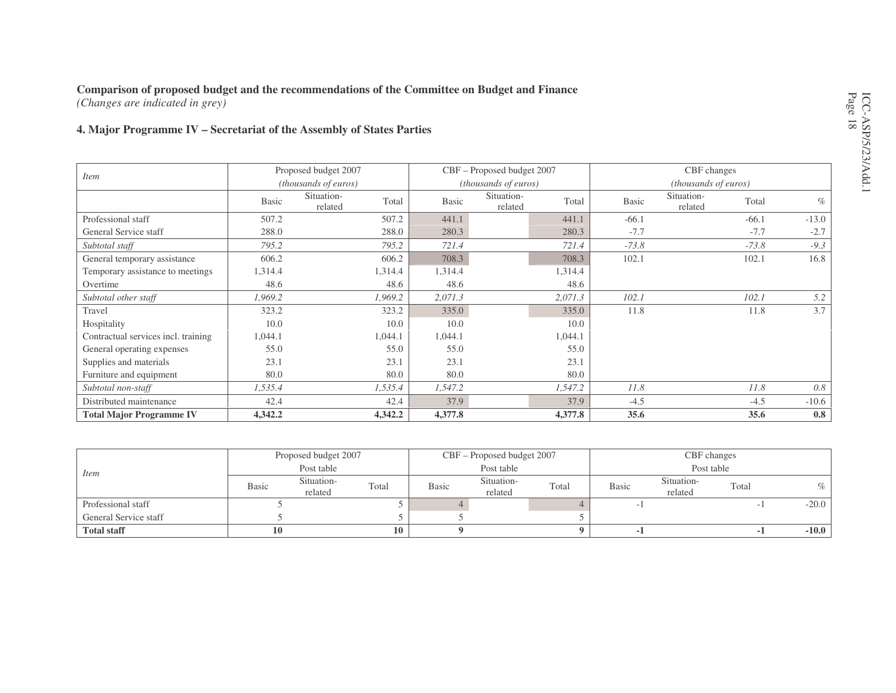**Comparison of proposed budget and the recommendations of the Committee on Budget and Finance**
*(Changes are indicated in grey)*

**4. Major Programme IV – Secretariat of the Assembly of States Parties**

| *Item* | Proposed budget 2007 *(thousands of euros)* | | | CBF – Proposed budget 2007 *(thousands of euros)* | | | CBF changes *(thousands of euros)* | | | |
|---|---|---|---|---|---|---|---|---|---|---|
| | Basic | Situation-related | Total | Basic | Situation-related | Total | Basic | Situation-related | Total | % |
| Professional staff | 507.2 | | 507.2 | 441.1 | | 441.1 | -66.1 | | -66.1 | -13.0 |
| General Service staff | 288.0 | | 288.0 | 280.3 | | 280.3 | -7.7 | | -7.7 | -2.7 |
| *Subtotal staff* | *795.2* | | *795.2* | *721.4* | | *721.4* | *-73.8* | | *-73.8* | *-9.3* |
| General temporary assistance | 606.2 | | 606.2 | 708.3 | | 708.3 | 102.1 | | 102.1 | 16.8 |
| Temporary assistance to meetings | 1,314.4 | | 1,314.4 | 1,314.4 | | 1,314.4 | | | | |
| Overtime | 48.6 | | 48.6 | 48.6 | | 48.6 | | | | |
| *Subtotal other staff* | *1,969.2* | | *1,969.2* | *2,071.3* | | *2,071.3* | *102.1* | | *102.1* | *5.2* |
| Travel | 323.2 | | 323.2 | 335.0 | | 335.0 | 11.8 | | 11.8 | 3.7 |
| Hospitality | 10.0 | | 10.0 | 10.0 | | 10.0 | | | | |
| Contractual services incl. training | 1,044.1 | | 1,044.1 | 1,044.1 | | 1,044.1 | | | | |
| General operating expenses | 55.0 | | 55.0 | 55.0 | | 55.0 | | | | |
| Supplies and materials | 23.1 | | 23.1 | 23.1 | | 23.1 | | | | |
| Furniture and equipment | 80.0 | | 80.0 | 80.0 | | 80.0 | | | | |
| *Subtotal non-staff* | *1,535.4* | | *1,535.4* | *1,547.2* | | *1,547.2* | *11.8* | | *11.8* | *0.8* |
| Distributed maintenance | 42.4 | | 42.4 | 37.9 | | 37.9 | -4.5 | | -4.5 | -10.6 |
| **Total Major Programme IV** | **4,342.2** | | **4,342.2** | **4,377.8** | | **4,377.8** | **35.6** | | **35.6** | **0.8** |

| *Item* | Proposed budget 2007 Post table | | | CBF – Proposed budget 2007 Post table | | | CBF changes Post table | | | |
|---|---|---|---|---|---|---|---|---|---|---|
| | Basic | Situation-related | Total | Basic | Situation-related | Total | Basic | Situation-related | Total | % |
| Professional staff | 5 | | 5 | 4 | | 4 | -1 | | -1 | -20.0 |
| General Service staff | 5 | | 5 | 5 | | 5 | | | | |
| **Total staff** | **10** | | **10** | **9** | | **9** | **-1** | | **-1** | **-10.0** |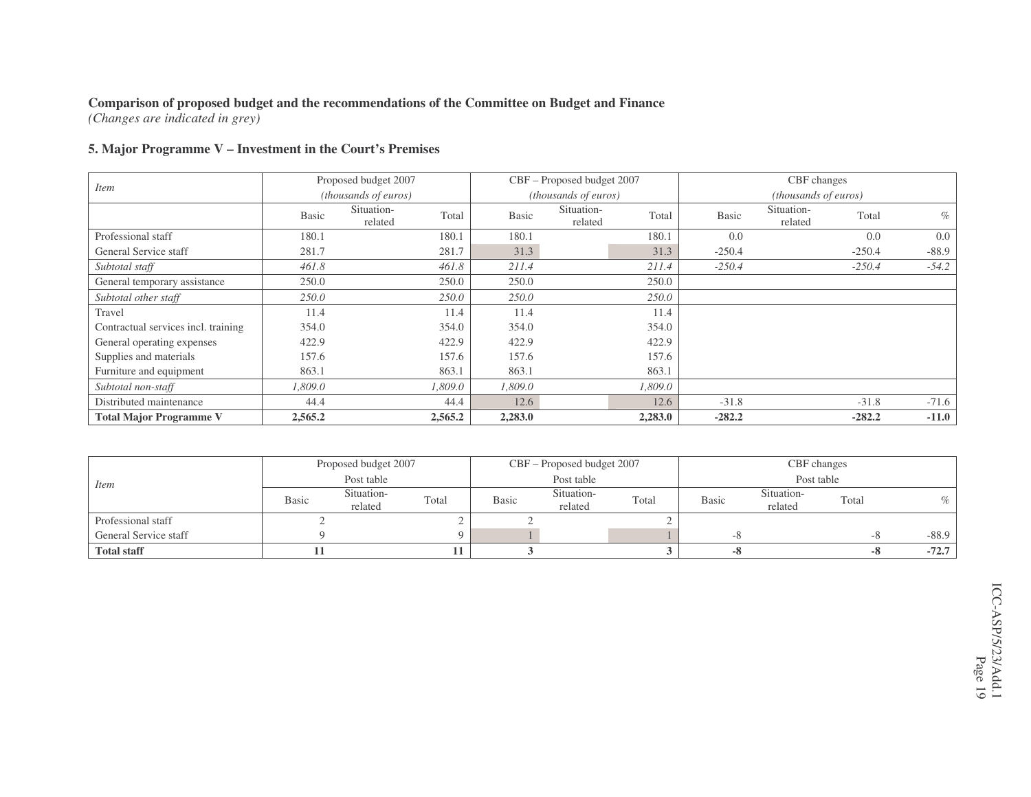**Comparison of proposed budget and the recommendations of the Committee on Budget and Finance**
*(Changes are indicated in grey)*

### 5. Major Programme V – Investment in the Court's Premises

| *Item* | Proposed budget 2007 *(thousands of euros)* | | | CBF – Proposed budget 2007 *(thousands of euros)* | | | CBF changes *(thousands of euros)* | | | |
|---|---|---|---|---|---|---|---|---|---|---|
| | Basic | Situation-related | Total | Basic | Situation-related | Total | Basic | Situation-related | Total | % |
| Professional staff | 180.1 | | 180.1 | 180.1 | | 180.1 | 0.0 | | 0.0 | 0.0 |
| General Service staff | 281.7 | | 281.7 | 31.3 | | 31.3 | -250.4 | | -250.4 | -88.9 |
| *Subtotal staff* | *461.8* | | *461.8* | *211.4* | | *211.4* | *-250.4* | | *-250.4* | *-54.2* |
| General temporary assistance | 250.0 | | 250.0 | 250.0 | | 250.0 | | | | |
| *Subtotal other staff* | *250.0* | | *250.0* | *250.0* | | *250.0* | | | | |
| Travel | 11.4 | | 11.4 | 11.4 | | 11.4 | | | | |
| Contractual services incl. training | 354.0 | | 354.0 | 354.0 | | 354.0 | | | | |
| General operating expenses | 422.9 | | 422.9 | 422.9 | | 422.9 | | | | |
| Supplies and materials | 157.6 | | 157.6 | 157.6 | | 157.6 | | | | |
| Furniture and equipment | 863.1 | | 863.1 | 863.1 | | 863.1 | | | | |
| *Subtotal non-staff* | *1,809.0* | | *1,809.0* | *1,809.0* | | *1,809.0* | | | | |
| Distributed maintenance | 44.4 | | 44.4 | 12.6 | | 12.6 | -31.8 | | -31.8 | -71.6 |
| **Total Major Programme V** | **2,565.2** | | **2,565.2** | **2,283.0** | | **2,283.0** | **-282.2** | | **-282.2** | **-11.0** |

| *Item* | Proposed budget 2007 Post table | | | CBF – Proposed budget 2007 Post table | | | CBF changes Post table | | | |
|---|---|---|---|---|---|---|---|---|---|---|
| | Basic | Situation-related | Total | Basic | Situation-related | Total | Basic | Situation-related | Total | % |
| Professional staff | 2 | | 2 | 2 | | 2 | | | | |
| General Service staff | 9 | | 9 | 1 | | 1 | -8 | | -8 | -88.9 |
| **Total staff** | **11** | | **11** | **3** | | **3** | **-8** | | **-8** | **-72.7** |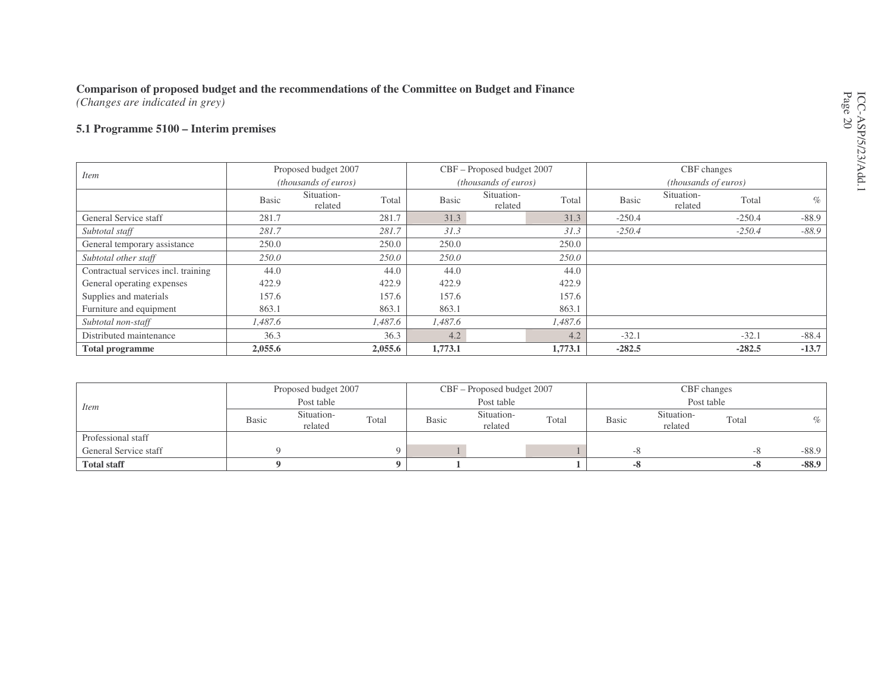**Comparison of proposed budget and the recommendations of the Committee on Budget and Finance**
*(Changes are indicated in grey)*

**5.1 Programme 5100 – Interim premises**

| *Item* | Proposed budget 2007 *(thousands of euros)* | | | CBF – Proposed budget 2007 *(thousands of euros)* | | | CBF changes *(thousands of euros)* | | | |
|---|---|---|---|---|---|---|---|---|---|---|
| | Basic | Situation-related | Total | Basic | Situation-related | Total | Basic | Situation-related | Total | % |
| General Service staff | 281.7 | | 281.7 | 31.3 | | 31.3 | -250.4 | | -250.4 | -88.9 |
| *Subtotal staff* | *281.7* | | *281.7* | *31.3* | | *31.3* | *-250.4* | | *-250.4* | *-88.9* |
| General temporary assistance | 250.0 | | 250.0 | 250.0 | | 250.0 | | | | |
| *Subtotal other staff* | *250.0* | | *250.0* | *250.0* | | *250.0* | | | | |
| Contractual services incl. training | 44.0 | | 44.0 | 44.0 | | 44.0 | | | | |
| General operating expenses | 422.9 | | 422.9 | 422.9 | | 422.9 | | | | |
| Supplies and materials | 157.6 | | 157.6 | 157.6 | | 157.6 | | | | |
| Furniture and equipment | 863.1 | | 863.1 | 863.1 | | 863.1 | | | | |
| *Subtotal non-staff* | *1,487.6* | | *1,487.6* | *1,487.6* | | *1,487.6* | | | | |
| Distributed maintenance | 36.3 | | 36.3 | 4.2 | | 4.2 | -32.1 | | -32.1 | -88.4 |
| **Total programme** | **2,055.6** | | **2,055.6** | **1,773.1** | | **1,773.1** | **-282.5** | | **-282.5** | **-13.7** |

| *Item* | Proposed budget 2007 Post table | | | CBF – Proposed budget 2007 Post table | | | CBF changes Post table | | | |
|---|---|---|---|---|---|---|---|---|---|---|
| | Basic | Situation-related | Total | Basic | Situation-related | Total | Basic | Situation-related | Total | % |
| Professional staff | | | | | | | | | | |
| General Service staff | 9 | | 9 | 1 | | 1 | -8 | | -8 | -88.9 |
| **Total staff** | **9** | | **9** | **1** | | **1** | **-8** | | **-8** | **-88.9** |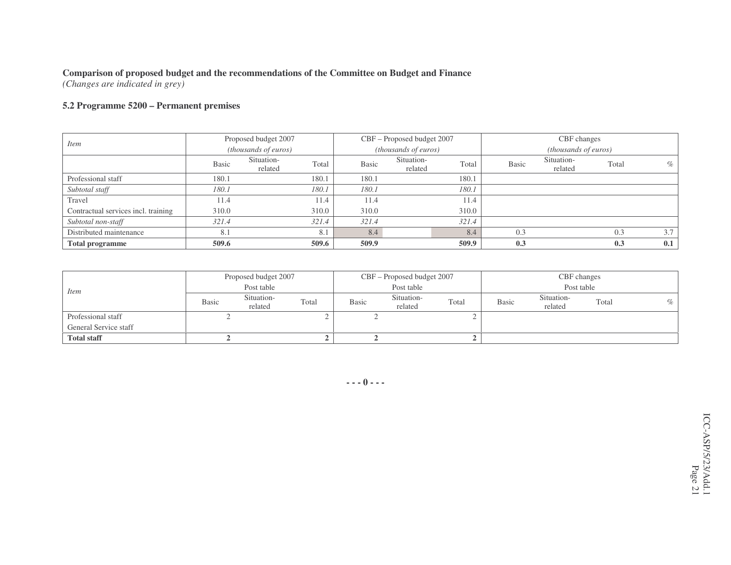**Comparison of proposed budget and the recommendations of the Committee on Budget and Finance**
*(Changes are indicated in grey)*

**5.2 Programme 5200 – Permanent premises**

| *Item* | Proposed budget 2007 *(thousands of euros)* | | | CBF – Proposed budget 2007 *(thousands of euros)* | | | CBF changes *(thousands of euros)* | | | |
|---|---|---|---|---|---|---|---|---|---|---|
| | Basic | Situation-related | Total | Basic | Situation-related | Total | Basic | Situation-related | Total | % |
| Professional staff | 180.1 | | 180.1 | 180.1 | | 180.1 | | | | |
| *Subtotal staff* | *180.1* | | *180.1* | *180.1* | | *180.1* | | | | |
| Travel | 11.4 | | 11.4 | 11.4 | | 11.4 | | | | |
| Contractual services incl. training | 310.0 | | 310.0 | 310.0 | | 310.0 | | | | |
| *Subtotal non-staff* | *321.4* | | *321.4* | *321.4* | | *321.4* | | | | |
| Distributed maintenance | 8.1 | | 8.1 | 8.4 | | 8.4 | 0.3 | | 0.3 | 3.7 |
| **Total programme** | **509.6** | | **509.6** | **509.9** | | **509.9** | **0.3** | | **0.3** | **0.1** |

| *Item* | Proposed budget 2007 Post table | | | CBF – Proposed budget 2007 Post table | | | CBF changes Post table | | | |
|---|---|---|---|---|---|---|---|---|---|---|
| | Basic | Situation-related | Total | Basic | Situation-related | Total | Basic | Situation-related | Total | % |
| Professional staff | 2 | | 2 | 2 | | 2 | | | | |
| General Service staff | | | | | | | | | | |
| **Total staff** | **2** | | **2** | **2** | | **2** | | | | |

- - - 0 - - -